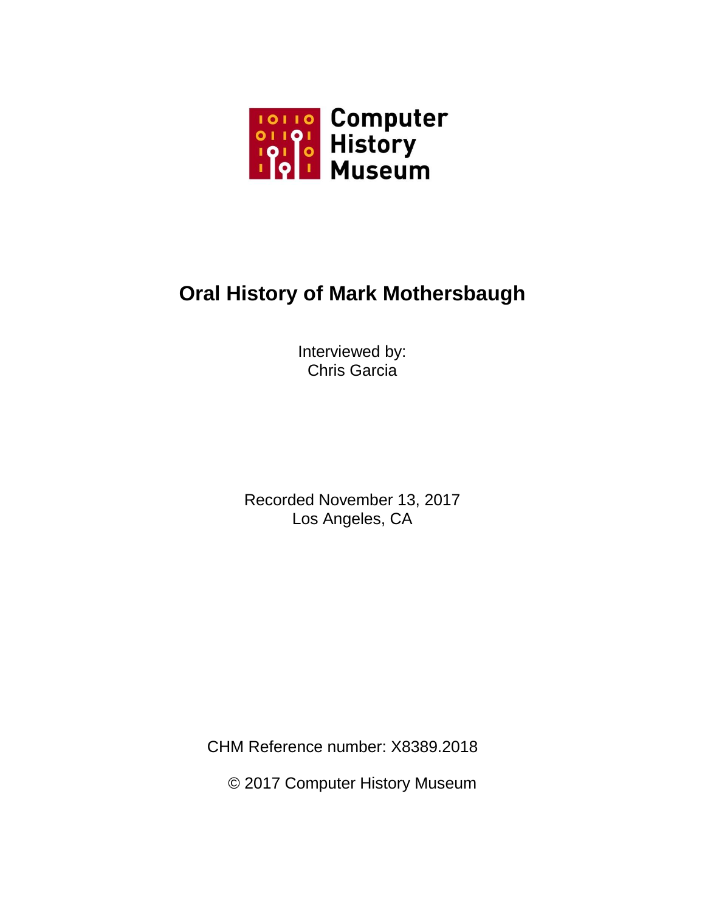Computer History Museum

# Oral History of Mark Mothersbaugh

Interviewed by:
Chris Garcia

Recorded November 13, 2017
Los Angeles, CA

CHM Reference number: X8389.2018

© 2017 Computer History Museum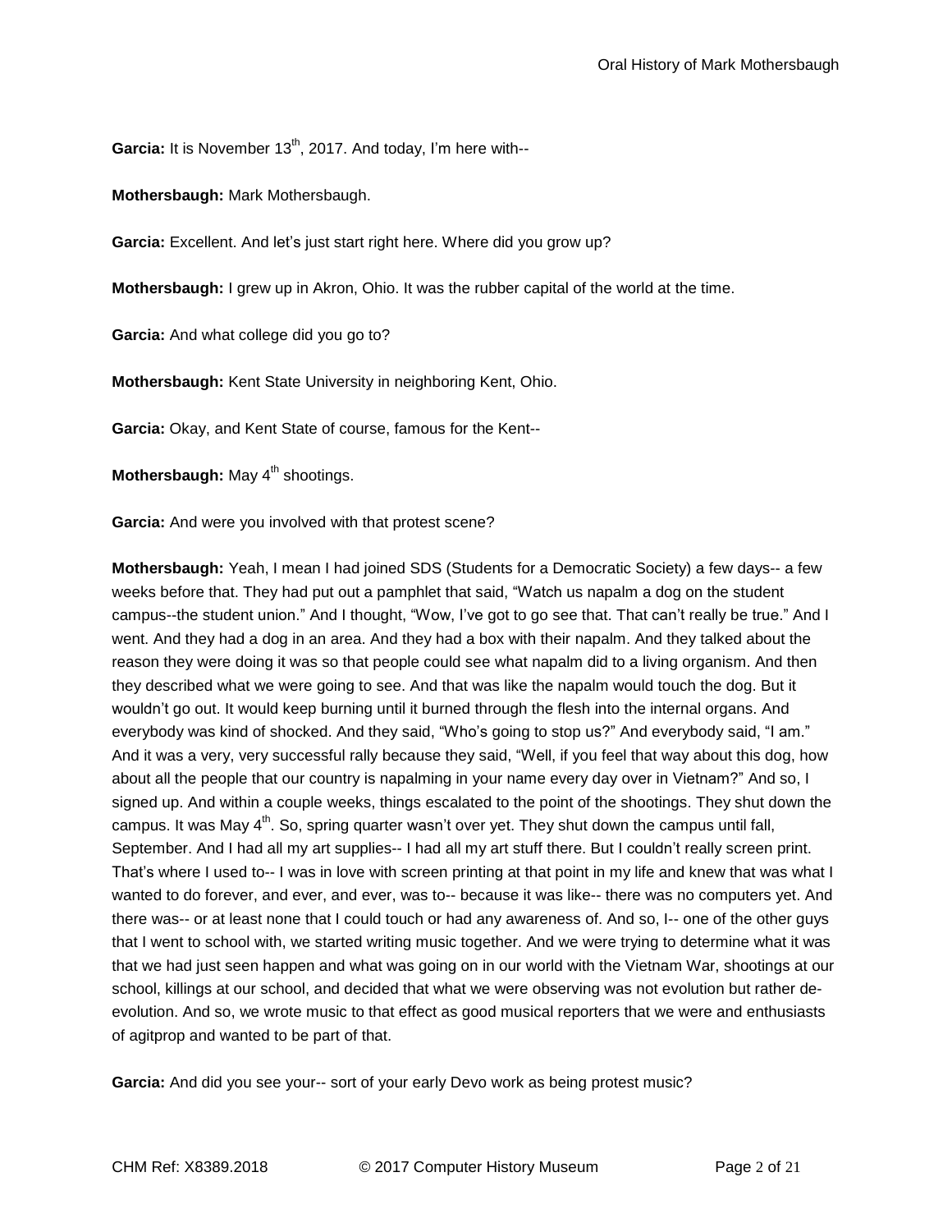**Garcia:** It is November 13th, 2017. And today, I'm here with--

**Mothersbaugh:** Mark Mothersbaugh.

**Garcia:** Excellent. And let's just start right here. Where did you grow up?

**Mothersbaugh:** I grew up in Akron, Ohio. It was the rubber capital of the world at the time.

**Garcia:** And what college did you go to?

**Mothersbaugh:** Kent State University in neighboring Kent, Ohio.

**Garcia:** Okay, and Kent State of course, famous for the Kent--

**Mothersbaugh:** May 4th shootings.

**Garcia:** And were you involved with that protest scene?

**Mothersbaugh:** Yeah, I mean I had joined SDS (Students for a Democratic Society) a few days-- a few weeks before that. They had put out a pamphlet that said, "Watch us napalm a dog on the student campus--the student union." And I thought, "Wow, I've got to go see that. That can't really be true." And I went. And they had a dog in an area. And they had a box with their napalm. And they talked about the reason they were doing it was so that people could see what napalm did to a living organism. And then they described what we were going to see. And that was like the napalm would touch the dog. But it wouldn't go out. It would keep burning until it burned through the flesh into the internal organs. And everybody was kind of shocked. And they said, "Who's going to stop us?" And everybody said, "I am." And it was a very, very successful rally because they said, "Well, if you feel that way about this dog, how about all the people that our country is napalming in your name every day over in Vietnam?" And so, I signed up. And within a couple weeks, things escalated to the point of the shootings. They shut down the campus. It was May 4th. So, spring quarter wasn't over yet. They shut down the campus until fall, September. And I had all my art supplies-- I had all my art stuff there. But I couldn't really screen print. That's where I used to-- I was in love with screen printing at that point in my life and knew that was what I wanted to do forever, and ever, and ever, was to-- because it was like-- there was no computers yet. And there was-- or at least none that I could touch or had any awareness of. And so, I-- one of the other guys that I went to school with, we started writing music together. And we were trying to determine what it was that we had just seen happen and what was going on in our world with the Vietnam War, shootings at our school, killings at our school, and decided that what we were observing was not evolution but rather de-evolution. And so, we wrote music to that effect as good musical reporters that we were and enthusiasts of agitprop and wanted to be part of that.

**Garcia:** And did you see your-- sort of your early Devo work as being protest music?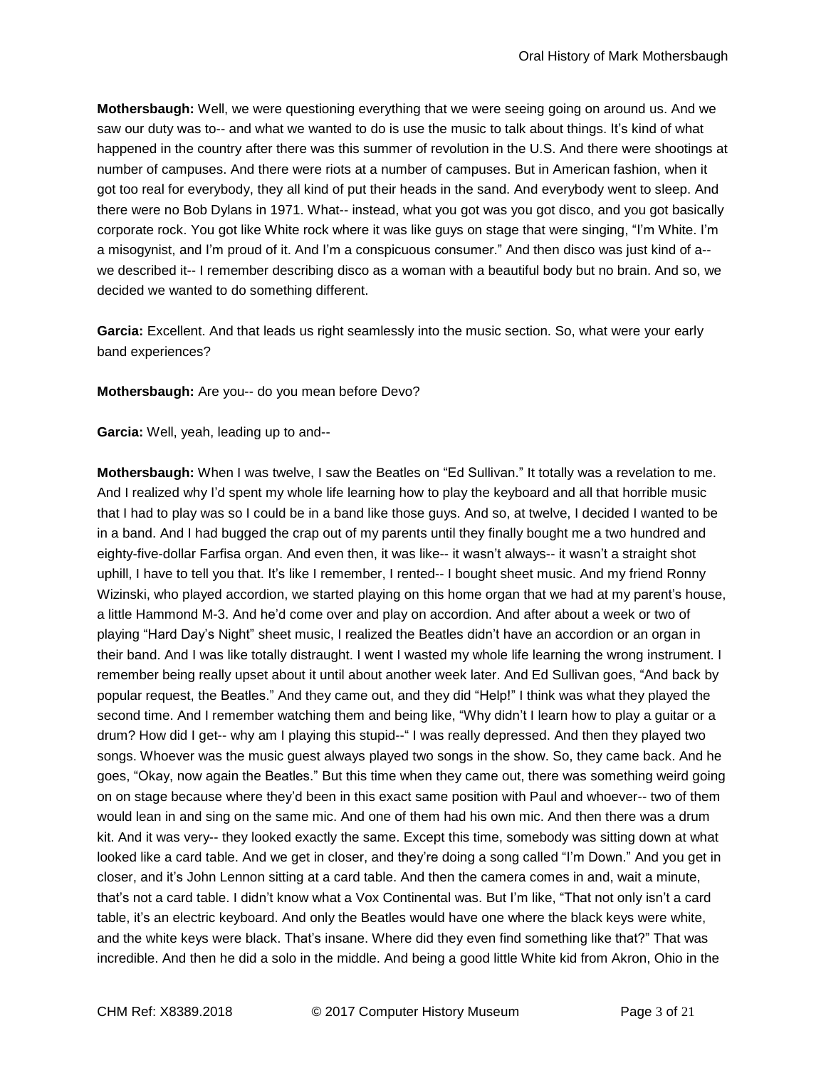**Mothersbaugh:** Well, we were questioning everything that we were seeing going on around us. And we saw our duty was to-- and what we wanted to do is use the music to talk about things. It's kind of what happened in the country after there was this summer of revolution in the U.S. And there were shootings at number of campuses. And there were riots at a number of campuses. But in American fashion, when it got too real for everybody, they all kind of put their heads in the sand. And everybody went to sleep. And there were no Bob Dylans in 1971. What-- instead, what you got was you got disco, and you got basically corporate rock. You got like White rock where it was like guys on stage that were singing, "I'm White. I'm a misogynist, and I'm proud of it. And I'm a conspicuous consumer." And then disco was just kind of a-- we described it-- I remember describing disco as a woman with a beautiful body but no brain. And so, we decided we wanted to do something different.

**Garcia:** Excellent. And that leads us right seamlessly into the music section. So, what were your early band experiences?

**Mothersbaugh:** Are you-- do you mean before Devo?

**Garcia:** Well, yeah, leading up to and--

**Mothersbaugh:** When I was twelve, I saw the Beatles on "Ed Sullivan." It totally was a revelation to me. And I realized why I'd spent my whole life learning how to play the keyboard and all that horrible music that I had to play was so I could be in a band like those guys. And so, at twelve, I decided I wanted to be in a band. And I had bugged the crap out of my parents until they finally bought me a two hundred and eighty-five-dollar Farfisa organ. And even then, it was like-- it wasn't always-- it wasn't a straight shot uphill, I have to tell you that. It's like I remember, I rented-- I bought sheet music. And my friend Ronny Wizinski, who played accordion, we started playing on this home organ that we had at my parent's house, a little Hammond M-3. And he'd come over and play on accordion. And after about a week or two of playing "Hard Day's Night" sheet music, I realized the Beatles didn't have an accordion or an organ in their band. And I was like totally distraught. I went I wasted my whole life learning the wrong instrument. I remember being really upset about it until about another week later. And Ed Sullivan goes, "And back by popular request, the Beatles." And they came out, and they did "Help!" I think was what they played the second time. And I remember watching them and being like, "Why didn't I learn how to play a guitar or a drum? How did I get-- why am I playing this stupid--" I was really depressed. And then they played two songs. Whoever was the music guest always played two songs in the show. So, they came back. And he goes, "Okay, now again the Beatles." But this time when they came out, there was something weird going on on stage because where they'd been in this exact same position with Paul and whoever-- two of them would lean in and sing on the same mic. And one of them had his own mic. And then there was a drum kit. And it was very-- they looked exactly the same. Except this time, somebody was sitting down at what looked like a card table. And we get in closer, and they're doing a song called "I'm Down." And you get in closer, and it's John Lennon sitting at a card table. And then the camera comes in and, wait a minute, that's not a card table. I didn't know what a Vox Continental was. But I'm like, "That not only isn't a card table, it's an electric keyboard. And only the Beatles would have one where the black keys were white, and the white keys were black. That's insane. Where did they even find something like that?" That was incredible. And then he did a solo in the middle. And being a good little White kid from Akron, Ohio in the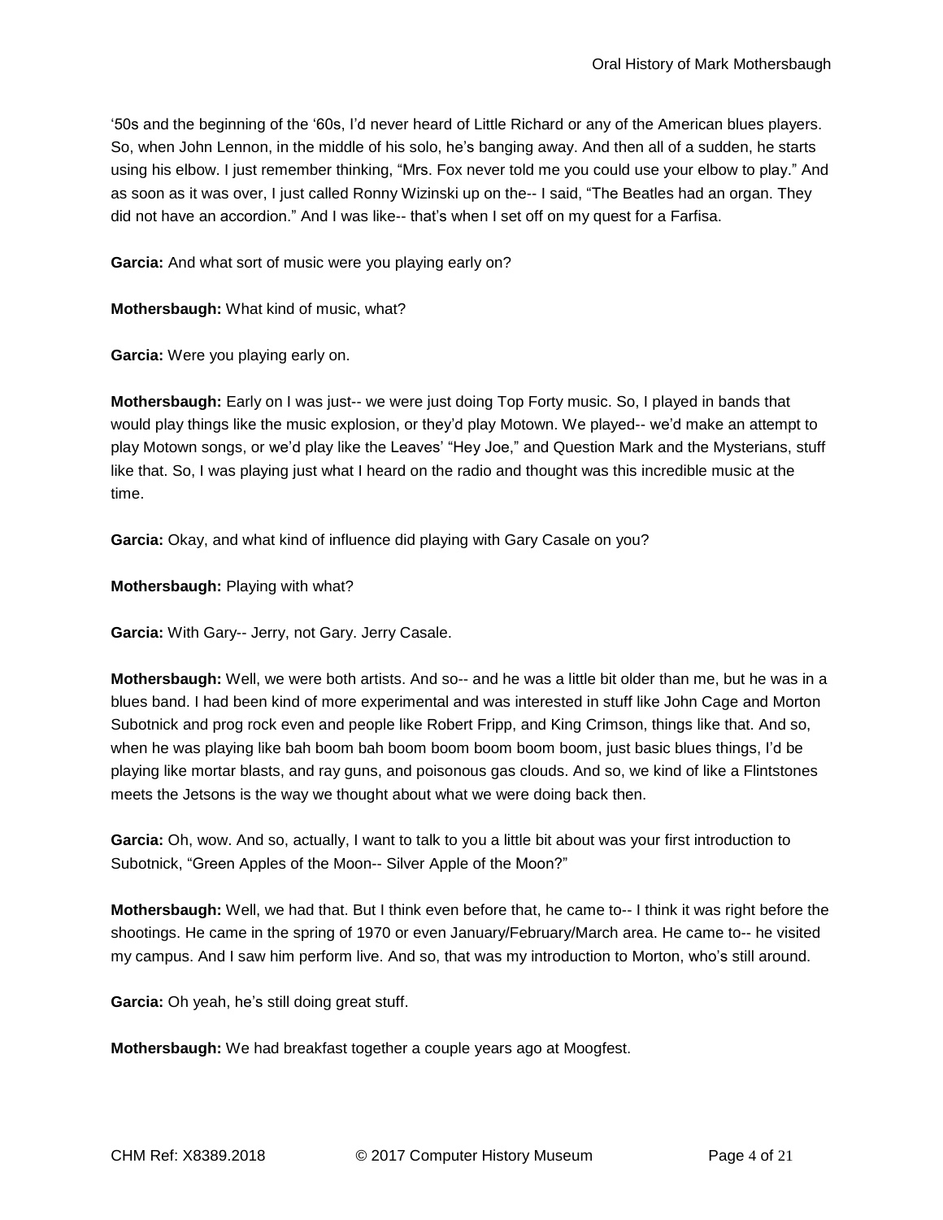'50s and the beginning of the '60s, I'd never heard of Little Richard or any of the American blues players. So, when John Lennon, in the middle of his solo, he's banging away. And then all of a sudden, he starts using his elbow. I just remember thinking, "Mrs. Fox never told me you could use your elbow to play." And as soon as it was over, I just called Ronny Wizinski up on the-- I said, "The Beatles had an organ. They did not have an accordion." And I was like-- that's when I set off on my quest for a Farfisa.

**Garcia:** And what sort of music were you playing early on?

**Mothersbaugh:** What kind of music, what?

**Garcia:** Were you playing early on.

**Mothersbaugh:** Early on I was just-- we were just doing Top Forty music. So, I played in bands that would play things like the music explosion, or they'd play Motown. We played-- we'd make an attempt to play Motown songs, or we'd play like the Leaves' "Hey Joe," and Question Mark and the Mysterians, stuff like that. So, I was playing just what I heard on the radio and thought was this incredible music at the time.

**Garcia:** Okay, and what kind of influence did playing with Gary Casale on you?

**Mothersbaugh:** Playing with what?

**Garcia:** With Gary-- Jerry, not Gary. Jerry Casale.

**Mothersbaugh:** Well, we were both artists. And so-- and he was a little bit older than me, but he was in a blues band. I had been kind of more experimental and was interested in stuff like John Cage and Morton Subotnick and prog rock even and people like Robert Fripp, and King Crimson, things like that. And so, when he was playing like bah boom bah boom boom boom boom boom, just basic blues things, I'd be playing like mortar blasts, and ray guns, and poisonous gas clouds. And so, we kind of like a Flintstones meets the Jetsons is the way we thought about what we were doing back then.

**Garcia:** Oh, wow. And so, actually, I want to talk to you a little bit about was your first introduction to Subotnick, "Green Apples of the Moon-- Silver Apple of the Moon?"

**Mothersbaugh:** Well, we had that. But I think even before that, he came to-- I think it was right before the shootings. He came in the spring of 1970 or even January/February/March area. He came to-- he visited my campus. And I saw him perform live. And so, that was my introduction to Morton, who's still around.

**Garcia:** Oh yeah, he's still doing great stuff.

**Mothersbaugh:** We had breakfast together a couple years ago at Moogfest.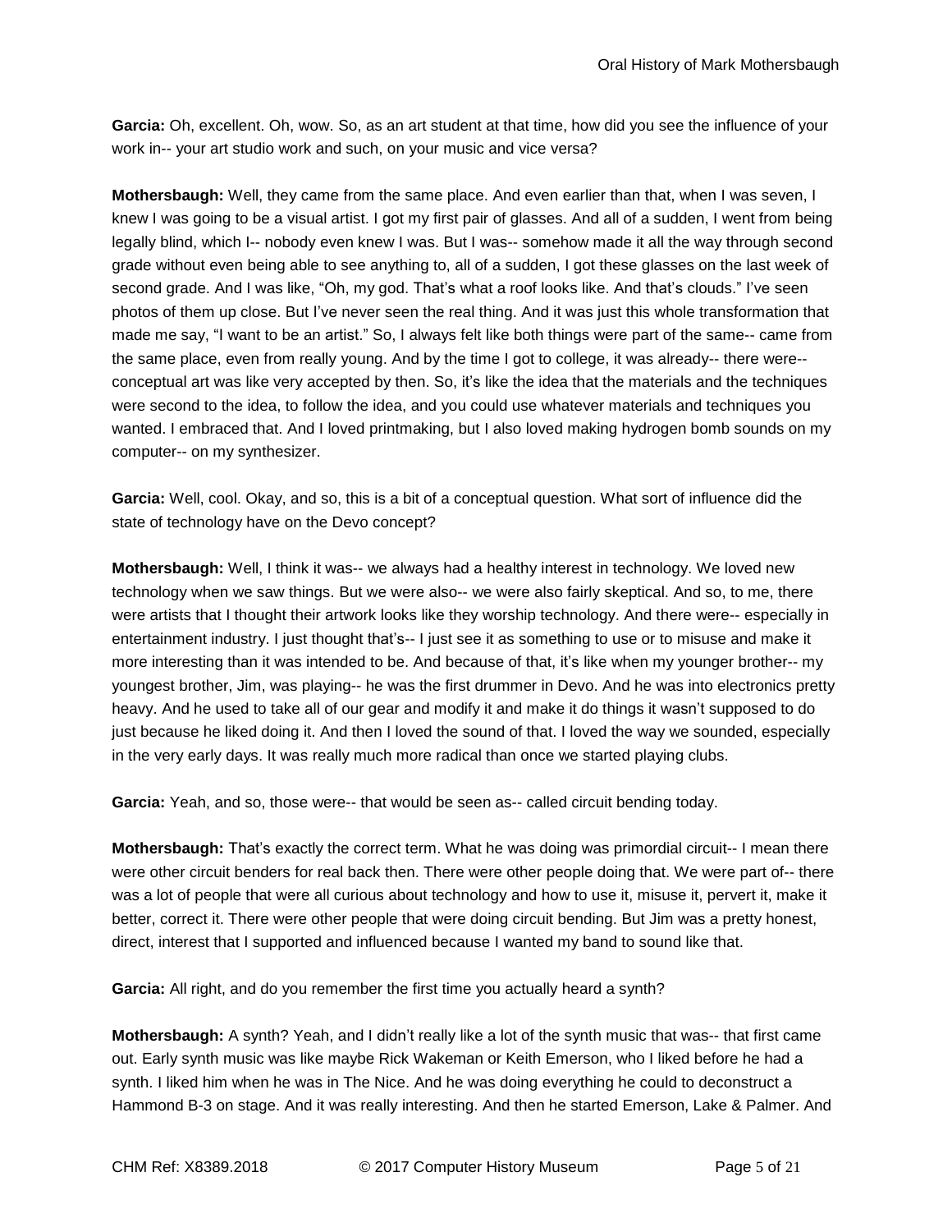**Garcia:** Oh, excellent. Oh, wow. So, as an art student at that time, how did you see the influence of your work in-- your art studio work and such, on your music and vice versa?

**Mothersbaugh:** Well, they came from the same place. And even earlier than that, when I was seven, I knew I was going to be a visual artist. I got my first pair of glasses. And all of a sudden, I went from being legally blind, which I-- nobody even knew I was. But I was-- somehow made it all the way through second grade without even being able to see anything to, all of a sudden, I got these glasses on the last week of second grade. And I was like, "Oh, my god. That's what a roof looks like. And that's clouds." I've seen photos of them up close. But I've never seen the real thing. And it was just this whole transformation that made me say, "I want to be an artist." So, I always felt like both things were part of the same-- came from the same place, even from really young. And by the time I got to college, it was already-- there were-- conceptual art was like very accepted by then. So, it's like the idea that the materials and the techniques were second to the idea, to follow the idea, and you could use whatever materials and techniques you wanted. I embraced that. And I loved printmaking, but I also loved making hydrogen bomb sounds on my computer-- on my synthesizer.

**Garcia:** Well, cool. Okay, and so, this is a bit of a conceptual question. What sort of influence did the state of technology have on the Devo concept?

**Mothersbaugh:** Well, I think it was-- we always had a healthy interest in technology. We loved new technology when we saw things. But we were also-- we were also fairly skeptical. And so, to me, there were artists that I thought their artwork looks like they worship technology. And there were-- especially in entertainment industry. I just thought that's-- I just see it as something to use or to misuse and make it more interesting than it was intended to be. And because of that, it's like when my younger brother-- my youngest brother, Jim, was playing-- he was the first drummer in Devo. And he was into electronics pretty heavy. And he used to take all of our gear and modify it and make it do things it wasn't supposed to do just because he liked doing it. And then I loved the sound of that. I loved the way we sounded, especially in the very early days. It was really much more radical than once we started playing clubs.

**Garcia:** Yeah, and so, those were-- that would be seen as-- called circuit bending today.

**Mothersbaugh:** That's exactly the correct term. What he was doing was primordial circuit-- I mean there were other circuit benders for real back then. There were other people doing that. We were part of-- there was a lot of people that were all curious about technology and how to use it, misuse it, pervert it, make it better, correct it. There were other people that were doing circuit bending. But Jim was a pretty honest, direct, interest that I supported and influenced because I wanted my band to sound like that.

**Garcia:** All right, and do you remember the first time you actually heard a synth?

**Mothersbaugh:** A synth? Yeah, and I didn't really like a lot of the synth music that was-- that first came out. Early synth music was like maybe Rick Wakeman or Keith Emerson, who I liked before he had a synth. I liked him when he was in The Nice. And he was doing everything he could to deconstruct a Hammond B-3 on stage. And it was really interesting. And then he started Emerson, Lake & Palmer. And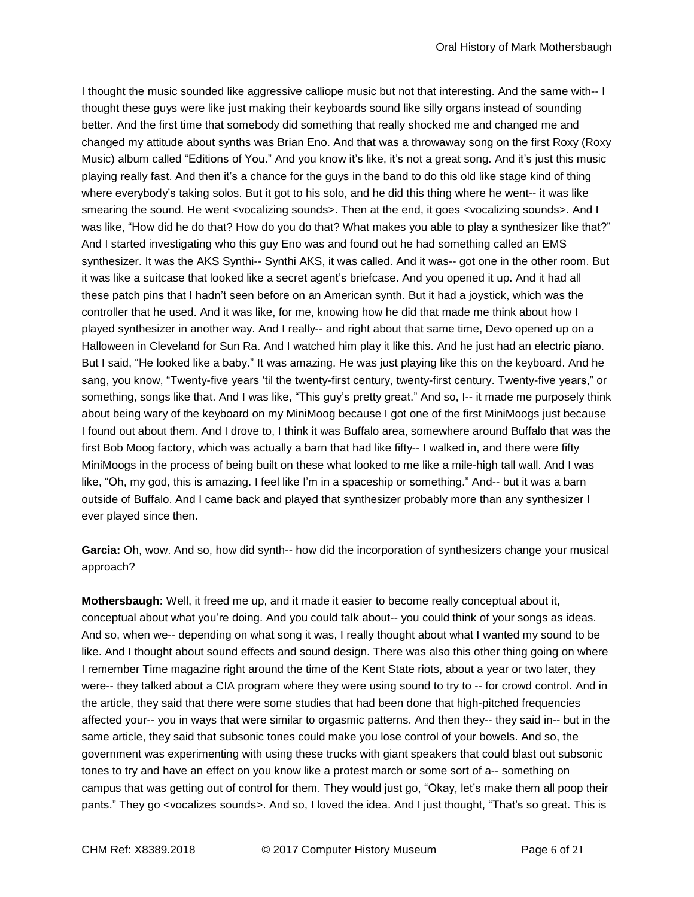I thought the music sounded like aggressive calliope music but not that interesting. And the same with-- I thought these guys were like just making their keyboards sound like silly organs instead of sounding better. And the first time that somebody did something that really shocked me and changed me and changed my attitude about synths was Brian Eno. And that was a throwaway song on the first Roxy (Roxy Music) album called "Editions of You." And you know it's like, it's not a great song. And it's just this music playing really fast. And then it's a chance for the guys in the band to do this old like stage kind of thing where everybody's taking solos. But it got to his solo, and he did this thing where he went-- it was like smearing the sound. He went <vocalizing sounds>. Then at the end, it goes <vocalizing sounds>. And I was like, "How did he do that? How do you do that? What makes you able to play a synthesizer like that?" And I started investigating who this guy Eno was and found out he had something called an EMS synthesizer. It was the AKS Synthi-- Synthi AKS, it was called. And it was-- got one in the other room. But it was like a suitcase that looked like a secret agent's briefcase. And you opened it up. And it had all these patch pins that I hadn't seen before on an American synth. But it had a joystick, which was the controller that he used. And it was like, for me, knowing how he did that made me think about how I played synthesizer in another way. And I really-- and right about that same time, Devo opened up on a Halloween in Cleveland for Sun Ra. And I watched him play it like this. And he just had an electric piano. But I said, "He looked like a baby." It was amazing. He was just playing like this on the keyboard. And he sang, you know, "Twenty-five years 'til the twenty-first century, twenty-first century. Twenty-five years," or something, songs like that. And I was like, "This guy's pretty great." And so, I-- it made me purposely think about being wary of the keyboard on my MiniMoog because I got one of the first MiniMoogs just because I found out about them. And I drove to, I think it was Buffalo area, somewhere around Buffalo that was the first Bob Moog factory, which was actually a barn that had like fifty-- I walked in, and there were fifty MiniMoogs in the process of being built on these what looked to me like a mile-high tall wall. And I was like, "Oh, my god, this is amazing. I feel like I'm in a spaceship or something." And-- but it was a barn outside of Buffalo. And I came back and played that synthesizer probably more than any synthesizer I ever played since then.

**Garcia:** Oh, wow. And so, how did synth-- how did the incorporation of synthesizers change your musical approach?

**Mothersbaugh:** Well, it freed me up, and it made it easier to become really conceptual about it, conceptual about what you're doing. And you could talk about-- you could think of your songs as ideas. And so, when we-- depending on what song it was, I really thought about what I wanted my sound to be like. And I thought about sound effects and sound design. There was also this other thing going on where I remember Time magazine right around the time of the Kent State riots, about a year or two later, they were-- they talked about a CIA program where they were using sound to try to -- for crowd control. And in the article, they said that there were some studies that had been done that high-pitched frequencies affected your-- you in ways that were similar to orgasmic patterns. And then they-- they said in-- but in the same article, they said that subsonic tones could make you lose control of your bowels. And so, the government was experimenting with using these trucks with giant speakers that could blast out subsonic tones to try and have an effect on you know like a protest march or some sort of a-- something on campus that was getting out of control for them. They would just go, "Okay, let's make them all poop their pants." They go <vocalizes sounds>. And so, I loved the idea. And I just thought, "That's so great. This is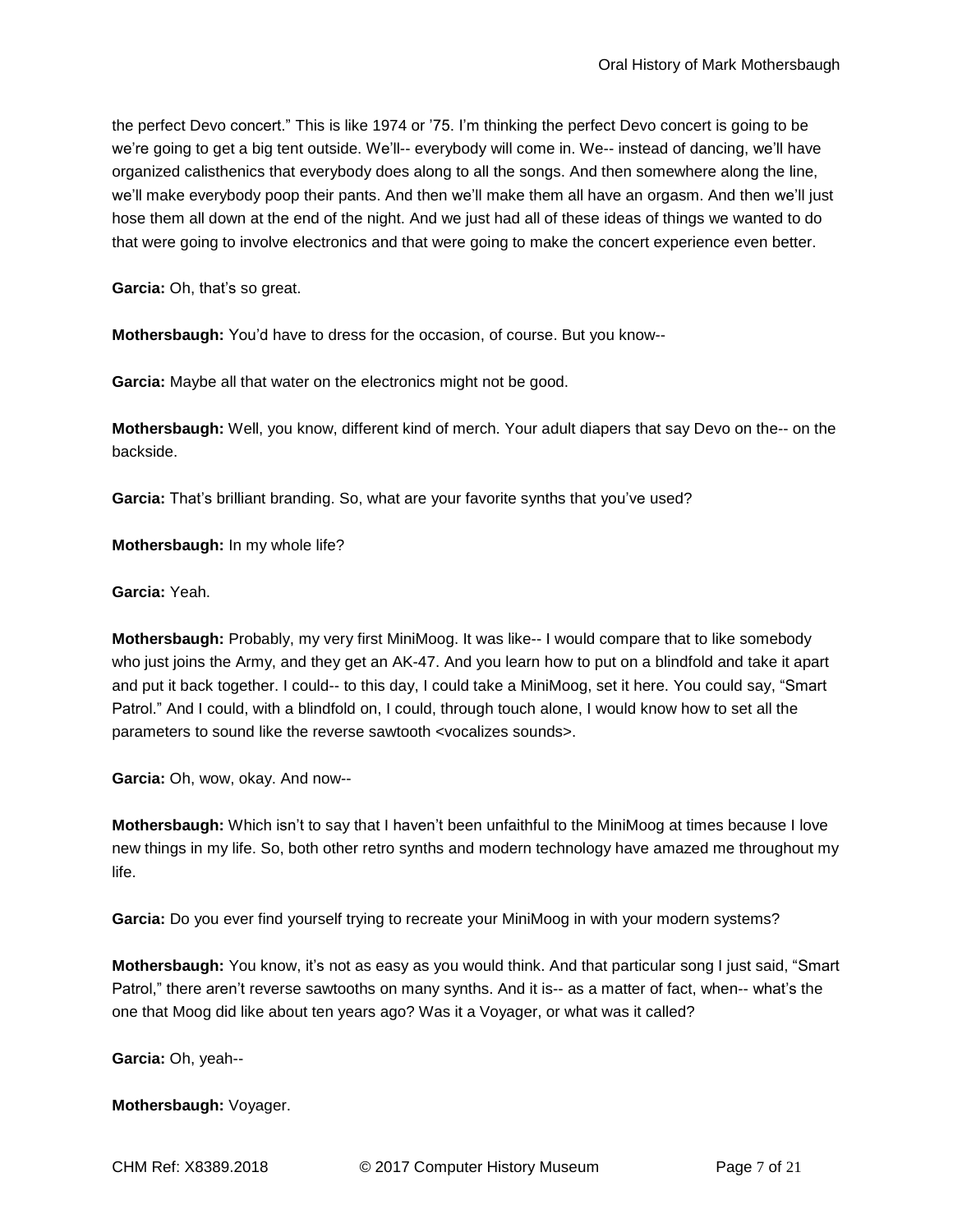the perfect Devo concert." This is like 1974 or '75. I'm thinking the perfect Devo concert is going to be we're going to get a big tent outside. We'll-- everybody will come in. We-- instead of dancing, we'll have organized calisthenics that everybody does along to all the songs. And then somewhere along the line, we'll make everybody poop their pants. And then we'll make them all have an orgasm. And then we'll just hose them all down at the end of the night. And we just had all of these ideas of things we wanted to do that were going to involve electronics and that were going to make the concert experience even better.

**Garcia:** Oh, that's so great.

**Mothersbaugh:** You'd have to dress for the occasion, of course. But you know--

**Garcia:** Maybe all that water on the electronics might not be good.

**Mothersbaugh:** Well, you know, different kind of merch. Your adult diapers that say Devo on the-- on the backside.

**Garcia:** That's brilliant branding. So, what are your favorite synths that you've used?

**Mothersbaugh:** In my whole life?

**Garcia:** Yeah.

**Mothersbaugh:** Probably, my very first MiniMoog. It was like-- I would compare that to like somebody who just joins the Army, and they get an AK-47. And you learn how to put on a blindfold and take it apart and put it back together. I could-- to this day, I could take a MiniMoog, set it here. You could say, "Smart Patrol." And I could, with a blindfold on, I could, through touch alone, I would know how to set all the parameters to sound like the reverse sawtooth <vocalizes sounds>.

**Garcia:** Oh, wow, okay. And now--

**Mothersbaugh:** Which isn't to say that I haven't been unfaithful to the MiniMoog at times because I love new things in my life. So, both other retro synths and modern technology have amazed me throughout my life.

**Garcia:** Do you ever find yourself trying to recreate your MiniMoog in with your modern systems?

**Mothersbaugh:** You know, it's not as easy as you would think. And that particular song I just said, "Smart Patrol," there aren't reverse sawtooths on many synths. And it is-- as a matter of fact, when-- what's the one that Moog did like about ten years ago? Was it a Voyager, or what was it called?

**Garcia:** Oh, yeah--

**Mothersbaugh:** Voyager.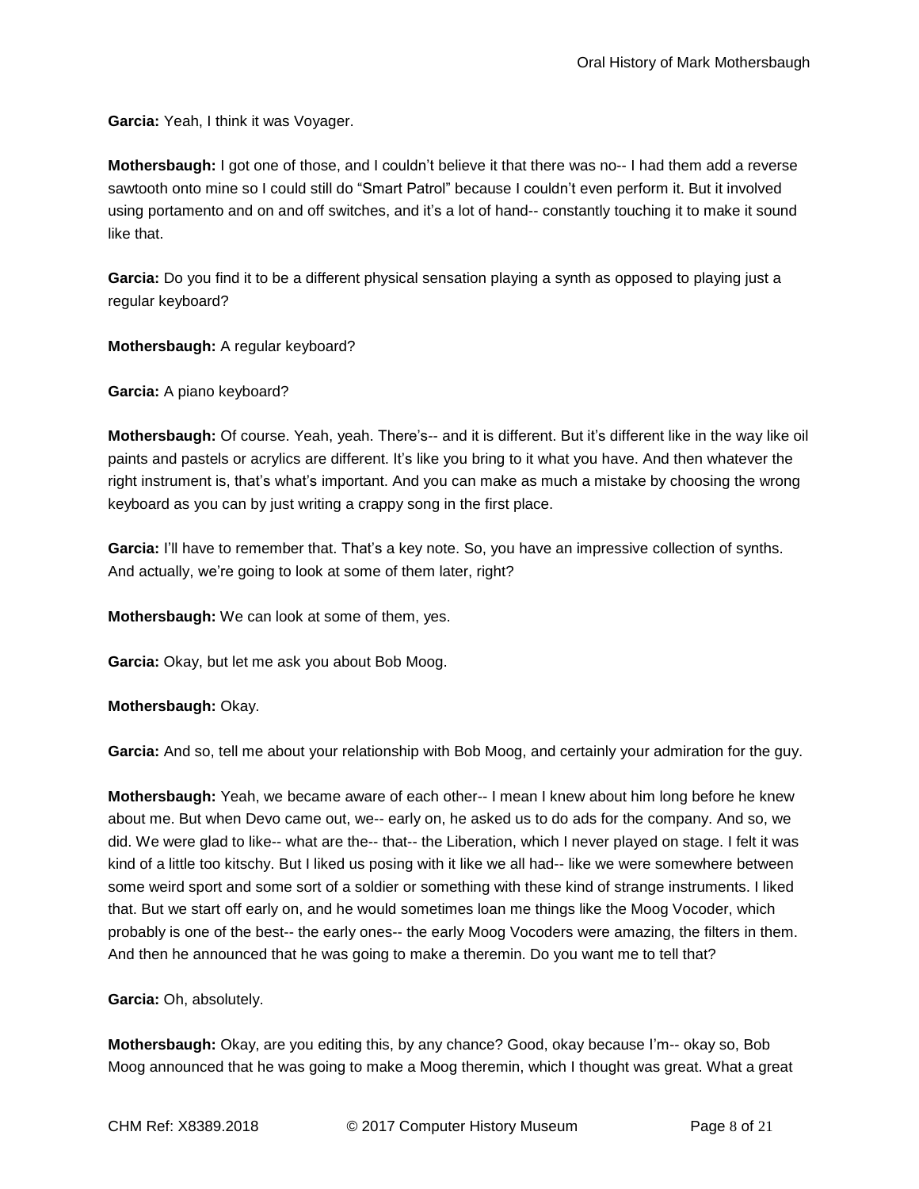**Garcia:** Yeah, I think it was Voyager.

**Mothersbaugh:** I got one of those, and I couldn't believe it that there was no-- I had them add a reverse sawtooth onto mine so I could still do "Smart Patrol" because I couldn't even perform it. But it involved using portamento and on and off switches, and it's a lot of hand-- constantly touching it to make it sound like that.

**Garcia:** Do you find it to be a different physical sensation playing a synth as opposed to playing just a regular keyboard?

**Mothersbaugh:** A regular keyboard?

**Garcia:** A piano keyboard?

**Mothersbaugh:** Of course. Yeah, yeah. There's-- and it is different. But it's different like in the way like oil paints and pastels or acrylics are different. It's like you bring to it what you have. And then whatever the right instrument is, that's what's important. And you can make as much a mistake by choosing the wrong keyboard as you can by just writing a crappy song in the first place.

**Garcia:** I'll have to remember that. That's a key note. So, you have an impressive collection of synths. And actually, we're going to look at some of them later, right?

**Mothersbaugh:** We can look at some of them, yes.

**Garcia:** Okay, but let me ask you about Bob Moog.

**Mothersbaugh:** Okay.

**Garcia:** And so, tell me about your relationship with Bob Moog, and certainly your admiration for the guy.

**Mothersbaugh:** Yeah, we became aware of each other-- I mean I knew about him long before he knew about me. But when Devo came out, we-- early on, he asked us to do ads for the company. And so, we did. We were glad to like-- what are the-- that-- the Liberation, which I never played on stage. I felt it was kind of a little too kitschy. But I liked us posing with it like we all had-- like we were somewhere between some weird sport and some sort of a soldier or something with these kind of strange instruments. I liked that. But we start off early on, and he would sometimes loan me things like the Moog Vocoder, which probably is one of the best-- the early ones-- the early Moog Vocoders were amazing, the filters in them. And then he announced that he was going to make a theremin. Do you want me to tell that?

**Garcia:** Oh, absolutely.

**Mothersbaugh:** Okay, are you editing this, by any chance? Good, okay because I'm-- okay so, Bob Moog announced that he was going to make a Moog theremin, which I thought was great. What a great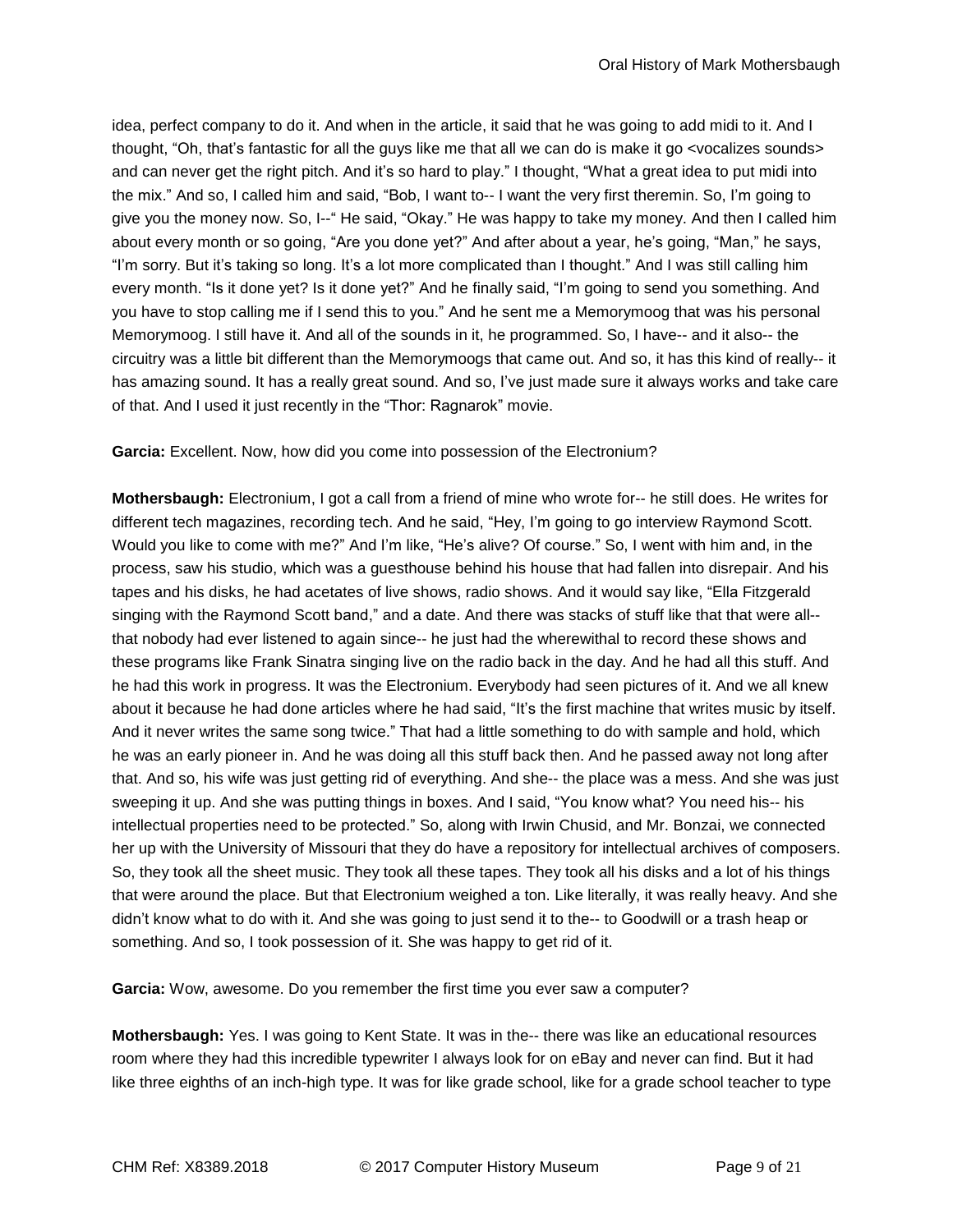idea, perfect company to do it. And when in the article, it said that he was going to add midi to it. And I thought, "Oh, that's fantastic for all the guys like me that all we can do is make it go <vocalizes sounds> and can never get the right pitch. And it's so hard to play." I thought, "What a great idea to put midi into the mix." And so, I called him and said, "Bob, I want to-- I want the very first theremin. So, I'm going to give you the money now. So, I--" He said, "Okay." He was happy to take my money. And then I called him about every month or so going, "Are you done yet?" And after about a year, he's going, "Man," he says, "I'm sorry. But it's taking so long. It's a lot more complicated than I thought." And I was still calling him every month. "Is it done yet? Is it done yet?" And he finally said, "I'm going to send you something. And you have to stop calling me if I send this to you." And he sent me a Memorymoog that was his personal Memorymoog. I still have it. And all of the sounds in it, he programmed. So, I have-- and it also-- the circuitry was a little bit different than the Memorymoogs that came out. And so, it has this kind of really-- it has amazing sound. It has a really great sound. And so, I've just made sure it always works and take care of that. And I used it just recently in the "Thor: Ragnarok" movie.

**Garcia:** Excellent. Now, how did you come into possession of the Electronium?

**Mothersbaugh:** Electronium, I got a call from a friend of mine who wrote for-- he still does. He writes for different tech magazines, recording tech. And he said, "Hey, I'm going to go interview Raymond Scott. Would you like to come with me?" And I'm like, "He's alive? Of course." So, I went with him and, in the process, saw his studio, which was a guesthouse behind his house that had fallen into disrepair. And his tapes and his disks, he had acetates of live shows, radio shows. And it would say like, "Ella Fitzgerald singing with the Raymond Scott band," and a date. And there was stacks of stuff like that that were all-- that nobody had ever listened to again since-- he just had the wherewithal to record these shows and these programs like Frank Sinatra singing live on the radio back in the day. And he had all this stuff. And he had this work in progress. It was the Electronium. Everybody had seen pictures of it. And we all knew about it because he had done articles where he had said, "It's the first machine that writes music by itself. And it never writes the same song twice." That had a little something to do with sample and hold, which he was an early pioneer in. And he was doing all this stuff back then. And he passed away not long after that. And so, his wife was just getting rid of everything. And she-- the place was a mess. And she was just sweeping it up. And she was putting things in boxes. And I said, "You know what? You need his-- his intellectual properties need to be protected." So, along with Irwin Chusid, and Mr. Bonzai, we connected her up with the University of Missouri that they do have a repository for intellectual archives of composers. So, they took all the sheet music. They took all these tapes. They took all his disks and a lot of his things that were around the place. But that Electronium weighed a ton. Like literally, it was really heavy. And she didn't know what to do with it. And she was going to just send it to the-- to Goodwill or a trash heap or something. And so, I took possession of it. She was happy to get rid of it.

**Garcia:** Wow, awesome. Do you remember the first time you ever saw a computer?

**Mothersbaugh:** Yes. I was going to Kent State. It was in the-- there was like an educational resources room where they had this incredible typewriter I always look for on eBay and never can find. But it had like three eighths of an inch-high type. It was for like grade school, like for a grade school teacher to type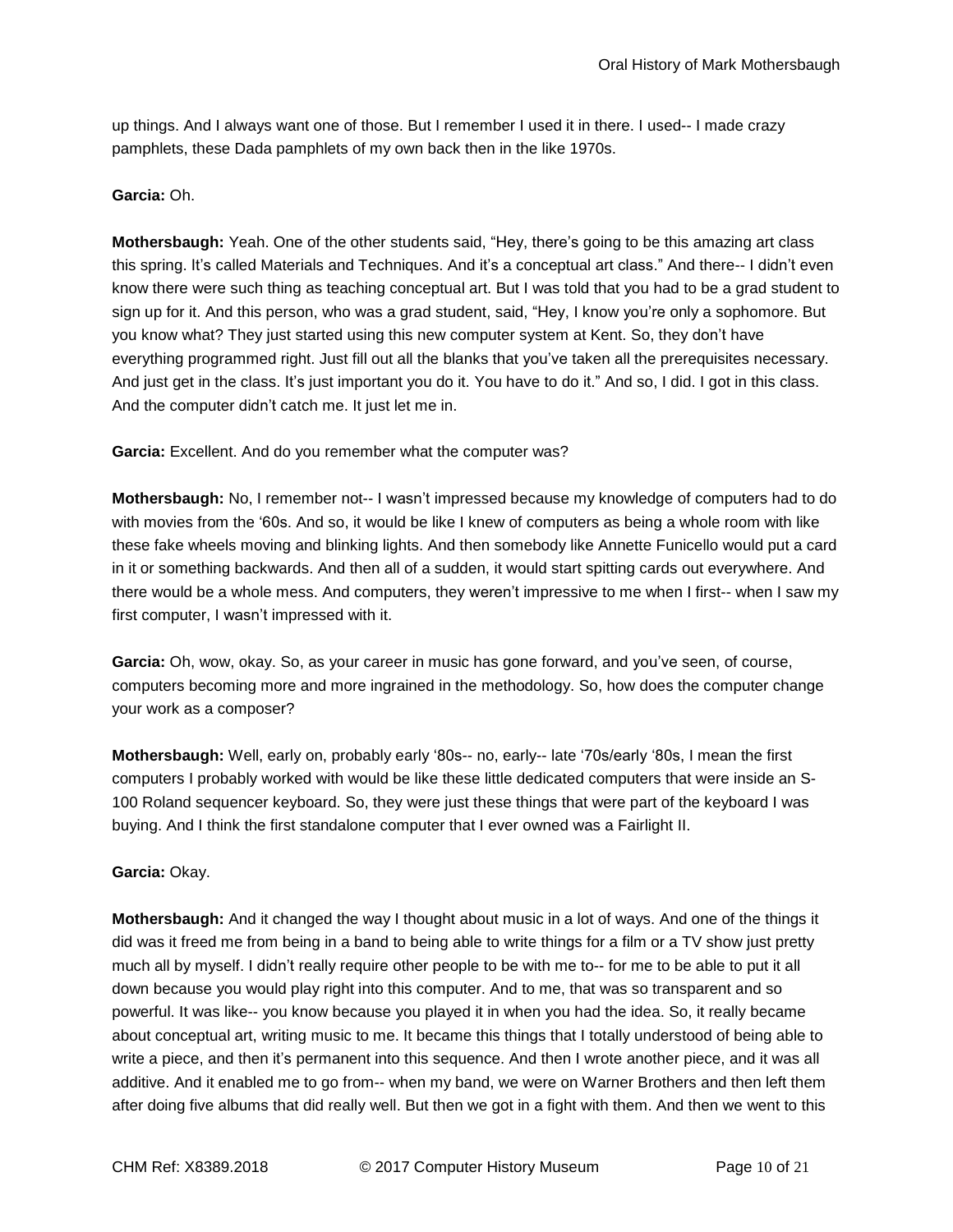up things. And I always want one of those. But I remember I used it in there. I used-- I made crazy pamphlets, these Dada pamphlets of my own back then in the like 1970s.

**Garcia:** Oh.

**Mothersbaugh:** Yeah. One of the other students said, "Hey, there's going to be this amazing art class this spring. It's called Materials and Techniques. And it's a conceptual art class." And there-- I didn't even know there were such thing as teaching conceptual art. But I was told that you had to be a grad student to sign up for it. And this person, who was a grad student, said, "Hey, I know you're only a sophomore. But you know what? They just started using this new computer system at Kent. So, they don't have everything programmed right. Just fill out all the blanks that you've taken all the prerequisites necessary. And just get in the class. It's just important you do it. You have to do it." And so, I did. I got in this class. And the computer didn't catch me. It just let me in.

**Garcia:** Excellent. And do you remember what the computer was?

**Mothersbaugh:** No, I remember not-- I wasn't impressed because my knowledge of computers had to do with movies from the '60s. And so, it would be like I knew of computers as being a whole room with like these fake wheels moving and blinking lights. And then somebody like Annette Funicello would put a card in it or something backwards. And then all of a sudden, it would start spitting cards out everywhere. And there would be a whole mess. And computers, they weren't impressive to me when I first-- when I saw my first computer, I wasn't impressed with it.

**Garcia:** Oh, wow, okay. So, as your career in music has gone forward, and you've seen, of course, computers becoming more and more ingrained in the methodology. So, how does the computer change your work as a composer?

**Mothersbaugh:** Well, early on, probably early '80s-- no, early-- late '70s/early '80s, I mean the first computers I probably worked with would be like these little dedicated computers that were inside an S-100 Roland sequencer keyboard. So, they were just these things that were part of the keyboard I was buying. And I think the first standalone computer that I ever owned was a Fairlight II.

**Garcia:** Okay.

**Mothersbaugh:** And it changed the way I thought about music in a lot of ways. And one of the things it did was it freed me from being in a band to being able to write things for a film or a TV show just pretty much all by myself. I didn't really require other people to be with me to-- for me to be able to put it all down because you would play right into this computer. And to me, that was so transparent and so powerful. It was like-- you know because you played it in when you had the idea. So, it really became about conceptual art, writing music to me. It became this things that I totally understood of being able to write a piece, and then it's permanent into this sequence. And then I wrote another piece, and it was all additive. And it enabled me to go from-- when my band, we were on Warner Brothers and then left them after doing five albums that did really well. But then we got in a fight with them. And then we went to this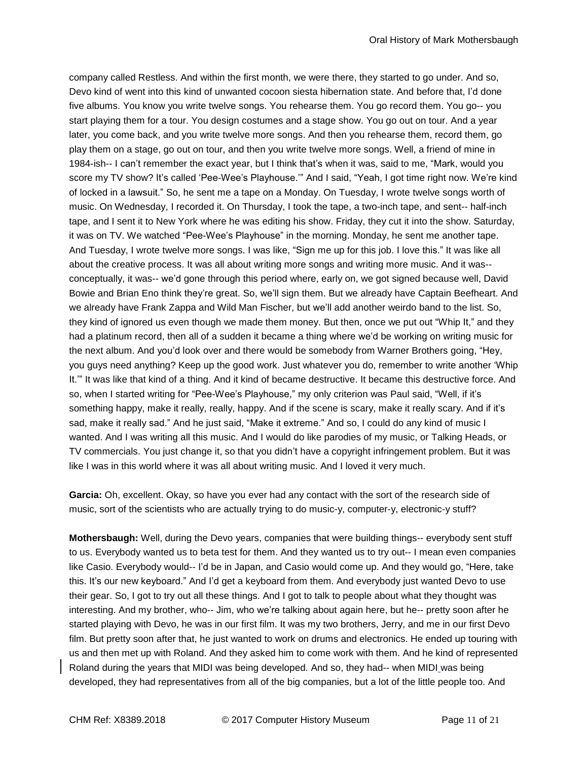company called Restless. And within the first month, we were there, they started to go under. And so, Devo kind of went into this kind of unwanted cocoon siesta hibernation state. And before that, I'd done five albums. You know you write twelve songs. You rehearse them. You go record them. You go-- you start playing them for a tour. You design costumes and a stage show. You go out on tour. And a year later, you come back, and you write twelve more songs. And then you rehearse them, record them, go play them on a stage, go out on tour, and then you write twelve more songs. Well, a friend of mine in 1984-ish-- I can't remember the exact year, but I think that's when it was, said to me, "Mark, would you score my TV show? It's called 'Pee-Wee's Playhouse.'" And I said, "Yeah, I got time right now. We're kind of locked in a lawsuit." So, he sent me a tape on a Monday. On Tuesday, I wrote twelve songs worth of music. On Wednesday, I recorded it. On Thursday, I took the tape, a two-inch tape, and sent-- half-inch tape, and I sent it to New York where he was editing his show. Friday, they cut it into the show. Saturday, it was on TV. We watched "Pee-Wee's Playhouse" in the morning. Monday, he sent me another tape. And Tuesday, I wrote twelve more songs. I was like, "Sign me up for this job. I love this." It was like all about the creative process. It was all about writing more songs and writing more music. And it was-- conceptually, it was-- we'd gone through this period where, early on, we got signed because well, David Bowie and Brian Eno think they're great. So, we'll sign them. But we already have Captain Beefheart. And we already have Frank Zappa and Wild Man Fischer, but we'll add another weirdo band to the list. So, they kind of ignored us even though we made them money. But then, once we put out "Whip It," and they had a platinum record, then all of a sudden it became a thing where we'd be working on writing music for the next album. And you'd look over and there would be somebody from Warner Brothers going, "Hey, you guys need anything? Keep up the good work. Just whatever you do, remember to write another 'Whip It.'" It was like that kind of a thing. And it kind of became destructive. It became this destructive force. And so, when I started writing for "Pee-Wee's Playhouse," my only criterion was Paul said, "Well, if it's something happy, make it really, really, happy. And if the scene is scary, make it really scary. And if it's sad, make it really sad." And he just said, "Make it extreme." And so, I could do any kind of music I wanted. And I was writing all this music. And I would do like parodies of my music, or Talking Heads, or TV commercials. You just change it, so that you didn't have a copyright infringement problem. But it was like I was in this world where it was all about writing music. And I loved it very much.

**Garcia:** Oh, excellent. Okay, so have you ever had any contact with the sort of the research side of music, sort of the scientists who are actually trying to do music-y, computer-y, electronic-y stuff?

**Mothersbaugh:** Well, during the Devo years, companies that were building things-- everybody sent stuff to us. Everybody wanted us to beta test for them. And they wanted us to try out-- I mean even companies like Casio. Everybody would-- I'd be in Japan, and Casio would come up. And they would go, "Here, take this. It's our new keyboard." And I'd get a keyboard from them. And everybody just wanted Devo to use their gear. So, I got to try out all these things. And I got to talk to people about what they thought was interesting. And my brother, who-- Jim, who we're talking about again here, but he-- pretty soon after he started playing with Devo, he was in our first film. It was my two brothers, Jerry, and me in our first Devo film. But pretty soon after that, he just wanted to work on drums and electronics. He ended up touring with us and then met up with Roland. And they asked him to come work with them. And he kind of represented Roland during the years that MIDI was being developed. And so, they had-- when MIDI was being developed, they had representatives from all of the big companies, but a lot of the little people too. And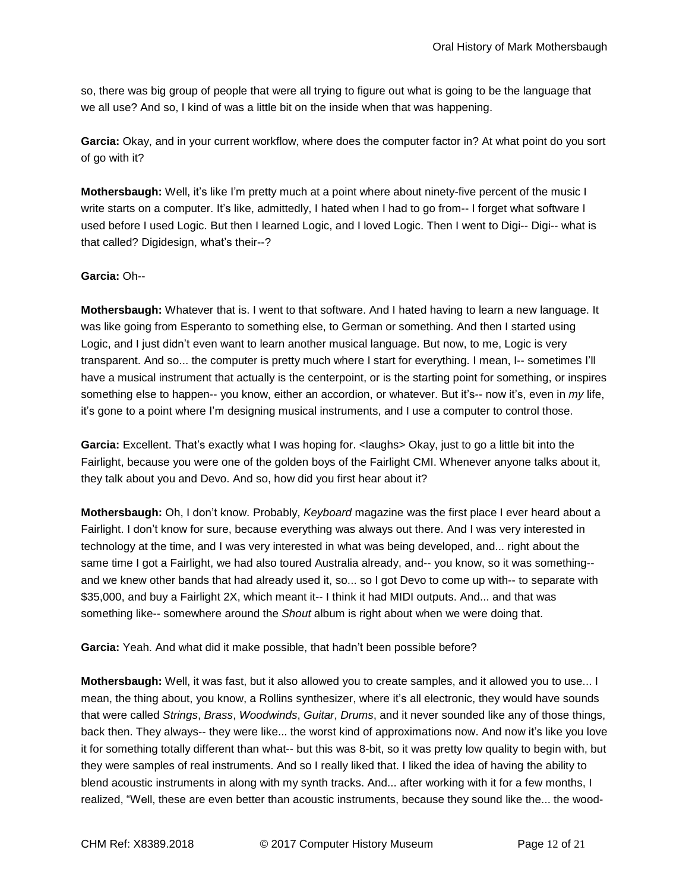so, there was big group of people that were all trying to figure out what is going to be the language that we all use? And so, I kind of was a little bit on the inside when that was happening.

**Garcia:** Okay, and in your current workflow, where does the computer factor in? At what point do you sort of go with it?

**Mothersbaugh:** Well, it's like I'm pretty much at a point where about ninety-five percent of the music I write starts on a computer. It's like, admittedly, I hated when I had to go from-- I forget what software I used before I used Logic. But then I learned Logic, and I loved Logic. Then I went to Digi-- Digi-- what is that called? Digidesign, what's their--?

**Garcia:** Oh--

**Mothersbaugh:** Whatever that is. I went to that software. And I hated having to learn a new language. It was like going from Esperanto to something else, to German or something. And then I started using Logic, and I just didn't even want to learn another musical language. But now, to me, Logic is very transparent. And so... the computer is pretty much where I start for everything. I mean, I-- sometimes I'll have a musical instrument that actually is the centerpoint, or is the starting point for something, or inspires something else to happen-- you know, either an accordion, or whatever. But it's-- now it's, even in *my* life, it's gone to a point where I'm designing musical instruments, and I use a computer to control those.

**Garcia:** Excellent. That's exactly what I was hoping for. <laughs> Okay, just to go a little bit into the Fairlight, because you were one of the golden boys of the Fairlight CMI. Whenever anyone talks about it, they talk about you and Devo. And so, how did you first hear about it?

**Mothersbaugh:** Oh, I don't know. Probably, *Keyboard* magazine was the first place I ever heard about a Fairlight. I don't know for sure, because everything was always out there. And I was very interested in technology at the time, and I was very interested in what was being developed, and... right about the same time I got a Fairlight, we had also toured Australia already, and-- you know, so it was something-- and we knew other bands that had already used it, so... so I got Devo to come up with-- to separate with $35,000, and buy a Fairlight 2X, which meant it-- I think it had MIDI outputs. And... and that was something like-- somewhere around the *Shout* album is right about when we were doing that.

**Garcia:** Yeah. And what did it make possible, that hadn't been possible before?

**Mothersbaugh:** Well, it was fast, but it also allowed you to create samples, and it allowed you to use... I mean, the thing about, you know, a Rollins synthesizer, where it's all electronic, they would have sounds that were called *Strings*, *Brass*, *Woodwinds*, *Guitar*, *Drums*, and it never sounded like any of those things, back then. They always-- they were like... the worst kind of approximations now. And now it's like you love it for something totally different than what-- but this was 8-bit, so it was pretty low quality to begin with, but they were samples of real instruments. And so I really liked that. I liked the idea of having the ability to blend acoustic instruments in along with my synth tracks. And... after working with it for a few months, I realized, "Well, these are even better than acoustic instruments, because they sound like the... the wood-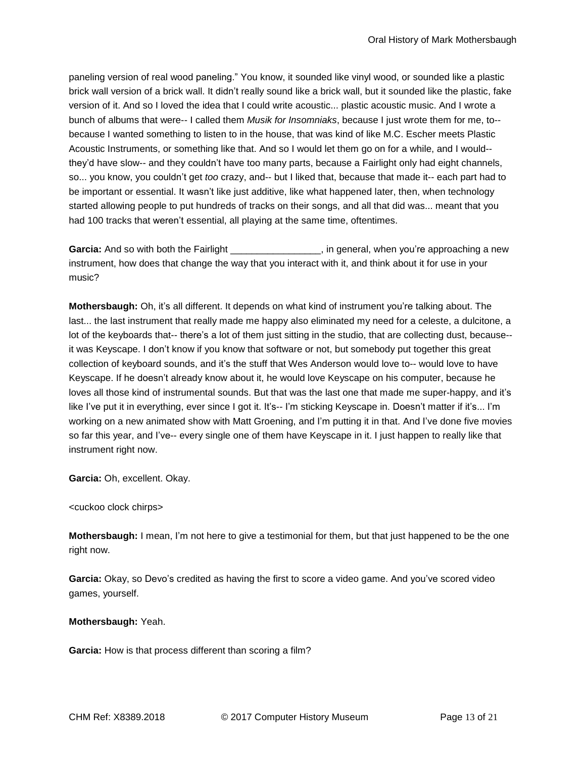paneling version of real wood paneling." You know, it sounded like vinyl wood, or sounded like a plastic brick wall version of a brick wall. It didn't really sound like a brick wall, but it sounded like the plastic, fake version of it. And so I loved the idea that I could write acoustic... plastic acoustic music. And I wrote a bunch of albums that were-- I called them *Musik for Insomniaks*, because I just wrote them for me, to-- because I wanted something to listen to in the house, that was kind of like M.C. Escher meets Plastic Acoustic Instruments, or something like that. And so I would let them go on for a while, and I would-- they'd have slow-- and they couldn't have too many parts, because a Fairlight only had eight channels, so... you know, you couldn't get *too* crazy, and-- but I liked that, because that made it-- each part had to be important or essential. It wasn't like just additive, like what happened later, then, when technology started allowing people to put hundreds of tracks on their songs, and all that did was... meant that you had 100 tracks that weren't essential, all playing at the same time, oftentimes.

**Garcia:** And so with both the Fairlight _________________, in general, when you're approaching a new instrument, how does that change the way that you interact with it, and think about it for use in your music?

**Mothersbaugh:** Oh, it's all different. It depends on what kind of instrument you're talking about. The last... the last instrument that really made me happy also eliminated my need for a celeste, a dulcitone, a lot of the keyboards that-- there's a lot of them just sitting in the studio, that are collecting dust, because-- it was Keyscape. I don't know if you know that software or not, but somebody put together this great collection of keyboard sounds, and it's the stuff that Wes Anderson would love to-- would love to have Keyscape. If he doesn't already know about it, he would love Keyscape on his computer, because he loves all those kind of instrumental sounds. But that was the last one that made me super-happy, and it's like I've put it in everything, ever since I got it. It's-- I'm sticking Keyscape in. Doesn't matter if it's... I'm working on a new animated show with Matt Groening, and I'm putting it in that. And I've done five movies so far this year, and I've-- every single one of them have Keyscape in it. I just happen to really like that instrument right now.

**Garcia:** Oh, excellent. Okay.

<cuckoo clock chirps>

**Mothersbaugh:** I mean, I'm not here to give a testimonial for them, but that just happened to be the one right now.

**Garcia:** Okay, so Devo's credited as having the first to score a video game. And you've scored video games, yourself.

**Mothersbaugh:** Yeah.

**Garcia:** How is that process different than scoring a film?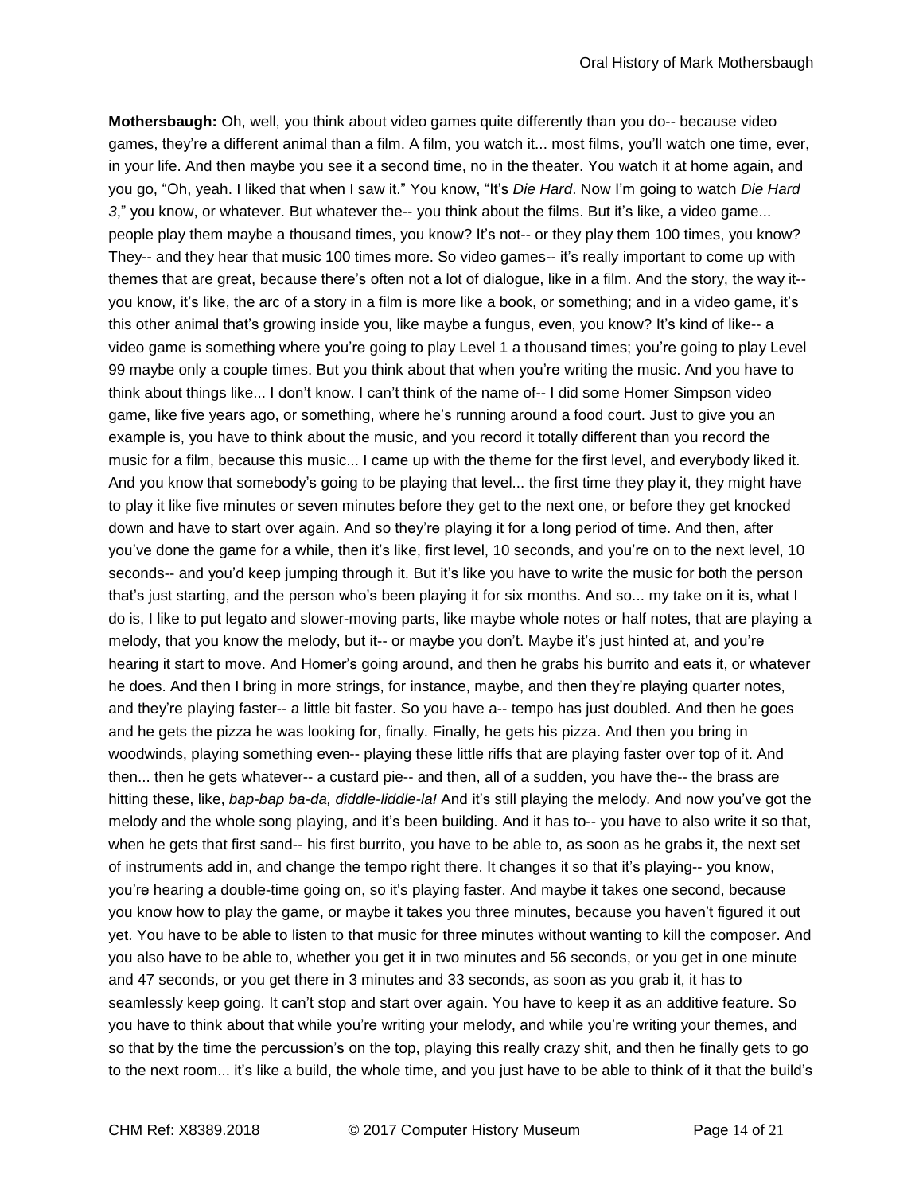**Mothersbaugh:** Oh, well, you think about video games quite differently than you do-- because video games, they're a different animal than a film. A film, you watch it... most films, you'll watch one time, ever, in your life. And then maybe you see it a second time, no in the theater. You watch it at home again, and you go, "Oh, yeah. I liked that when I saw it." You know, "It's *Die Hard*. Now I'm going to watch *Die Hard 3*," you know, or whatever. But whatever the-- you think about the films. But it's like, a video game... people play them maybe a thousand times, you know? It's not-- or they play them 100 times, you know? They-- and they hear that music 100 times more. So video games-- it's really important to come up with themes that are great, because there's often not a lot of dialogue, like in a film. And the story, the way it-- you know, it's like, the arc of a story in a film is more like a book, or something; and in a video game, it's this other animal that's growing inside you, like maybe a fungus, even, you know? It's kind of like-- a video game is something where you're going to play Level 1 a thousand times; you're going to play Level 99 maybe only a couple times. But you think about that when you're writing the music. And you have to think about things like... I don't know. I can't think of the name of-- I did some Homer Simpson video game, like five years ago, or something, where he's running around a food court. Just to give you an example is, you have to think about the music, and you record it totally different than you record the music for a film, because this music... I came up with the theme for the first level, and everybody liked it. And you know that somebody's going to be playing that level... the first time they play it, they might have to play it like five minutes or seven minutes before they get to the next one, or before they get knocked down and have to start over again. And so they're playing it for a long period of time. And then, after you've done the game for a while, then it's like, first level, 10 seconds, and you're on to the next level, 10 seconds-- and you'd keep jumping through it. But it's like you have to write the music for both the person that's just starting, and the person who's been playing it for six months. And so... my take on it is, what I do is, I like to put legato and slower-moving parts, like maybe whole notes or half notes, that are playing a melody, that you know the melody, but it-- or maybe you don't. Maybe it's just hinted at, and you're hearing it start to move. And Homer's going around, and then he grabs his burrito and eats it, or whatever he does. And then I bring in more strings, for instance, maybe, and then they're playing quarter notes, and they're playing faster-- a little bit faster. So you have a-- tempo has just doubled. And then he goes and he gets the pizza he was looking for, finally. Finally, he gets his pizza. And then you bring in woodwinds, playing something even-- playing these little riffs that are playing faster over top of it. And then... then he gets whatever-- a custard pie-- and then, all of a sudden, you have the-- the brass are hitting these, like, *bap-bap ba-da, diddle-liddle-la!* And it's still playing the melody. And now you've got the melody and the whole song playing, and it's been building. And it has to-- you have to also write it so that, when he gets that first sand-- his first burrito, you have to be able to, as soon as he grabs it, the next set of instruments add in, and change the tempo right there. It changes it so that it's playing-- you know, you're hearing a double-time going on, so it's playing faster. And maybe it takes one second, because you know how to play the game, or maybe it takes you three minutes, because you haven't figured it out yet. You have to be able to listen to that music for three minutes without wanting to kill the composer. And you also have to be able to, whether you get it in two minutes and 56 seconds, or you get in one minute and 47 seconds, or you get there in 3 minutes and 33 seconds, as soon as you grab it, it has to seamlessly keep going. It can't stop and start over again. You have to keep it as an additive feature. So you have to think about that while you're writing your melody, and while you're writing your themes, and so that by the time the percussion's on the top, playing this really crazy shit, and then he finally gets to go to the next room... it's like a build, the whole time, and you just have to be able to think of it that the build's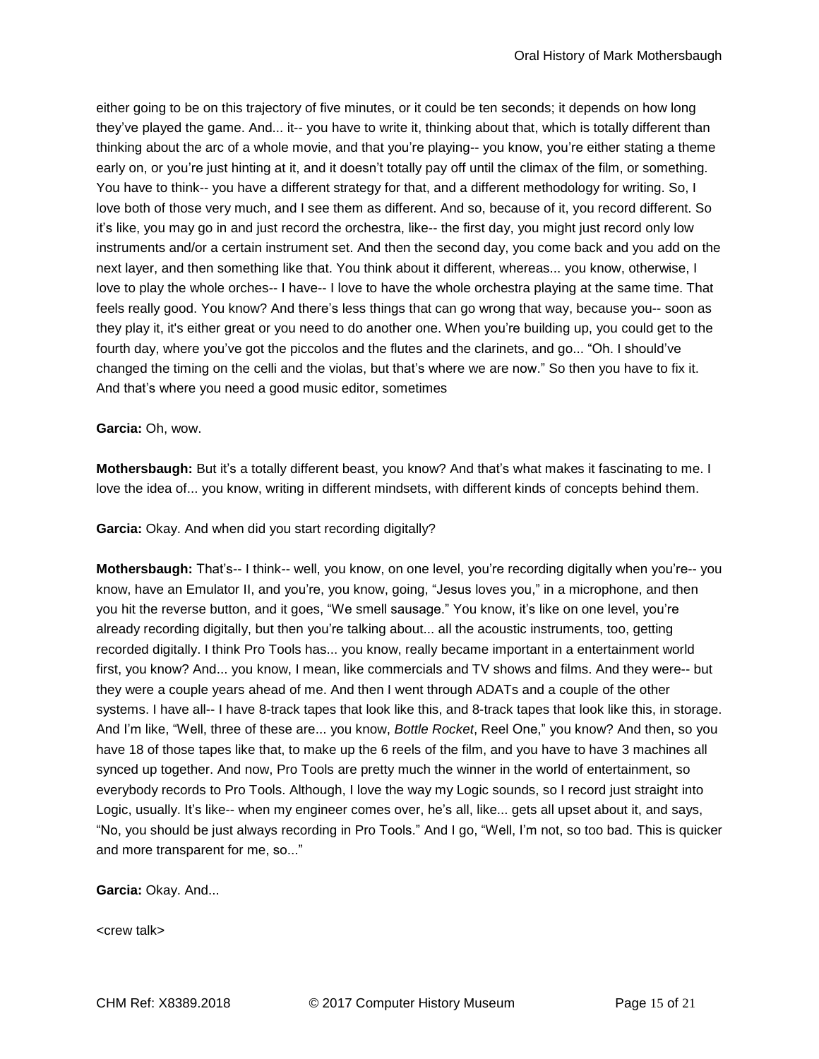either going to be on this trajectory of five minutes, or it could be ten seconds; it depends on how long they've played the game. And... it-- you have to write it, thinking about that, which is totally different than thinking about the arc of a whole movie, and that you're playing-- you know, you're either stating a theme early on, or you're just hinting at it, and it doesn't totally pay off until the climax of the film, or something. You have to think-- you have a different strategy for that, and a different methodology for writing. So, I love both of those very much, and I see them as different. And so, because of it, you record different. So it's like, you may go in and just record the orchestra, like-- the first day, you might just record only low instruments and/or a certain instrument set. And then the second day, you come back and you add on the next layer, and then something like that. You think about it different, whereas... you know, otherwise, I love to play the whole orches-- I have-- I love to have the whole orchestra playing at the same time. That feels really good. You know? And there's less things that can go wrong that way, because you-- soon as they play it, it's either great or you need to do another one. When you're building up, you could get to the fourth day, where you've got the piccolos and the flutes and the clarinets, and go... "Oh. I should've changed the timing on the celli and the violas, but that's where we are now." So then you have to fix it. And that's where you need a good music editor, sometimes

**Garcia:** Oh, wow.

**Mothersbaugh:** But it's a totally different beast, you know? And that's what makes it fascinating to me. I love the idea of... you know, writing in different mindsets, with different kinds of concepts behind them.

**Garcia:** Okay. And when did you start recording digitally?

**Mothersbaugh:** That's-- I think-- well, you know, on one level, you're recording digitally when you're-- you know, have an Emulator II, and you're, you know, going, "Jesus loves you," in a microphone, and then you hit the reverse button, and it goes, "We smell sausage." You know, it's like on one level, you're already recording digitally, but then you're talking about... all the acoustic instruments, too, getting recorded digitally. I think Pro Tools has... you know, really became important in a entertainment world first, you know? And... you know, I mean, like commercials and TV shows and films. And they were-- but they were a couple years ahead of me. And then I went through ADATs and a couple of the other systems. I have all-- I have 8-track tapes that look like this, and 8-track tapes that look like this, in storage. And I'm like, "Well, three of these are... you know, *Bottle Rocket*, Reel One," you know? And then, so you have 18 of those tapes like that, to make up the 6 reels of the film, and you have to have 3 machines all synced up together. And now, Pro Tools are pretty much the winner in the world of entertainment, so everybody records to Pro Tools. Although, I love the way my Logic sounds, so I record just straight into Logic, usually. It's like-- when my engineer comes over, he's all, like... gets all upset about it, and says, "No, you should be just always recording in Pro Tools." And I go, "Well, I'm not, so too bad. This is quicker and more transparent for me, so..."

**Garcia:** Okay. And...

<crew talk>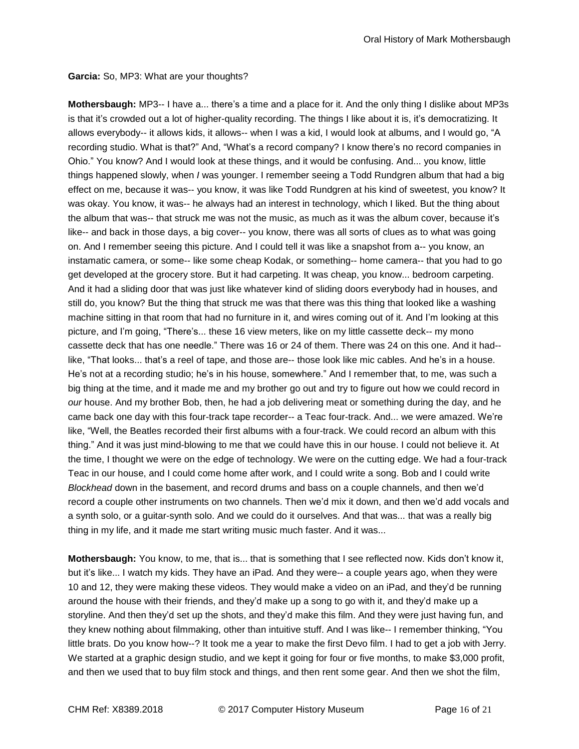**Garcia:** So, MP3: What are your thoughts?

**Mothersbaugh:** MP3-- I have a... there's a time and a place for it. And the only thing I dislike about MP3s is that it's crowded out a lot of higher-quality recording. The things I like about it is, it's democratizing. It allows everybody-- it allows kids, it allows-- when I was a kid, I would look at albums, and I would go, "A recording studio. What is that?" And, "What's a record company? I know there's no record companies in Ohio." You know? And I would look at these things, and it would be confusing. And... you know, little things happened slowly, when *I* was younger. I remember seeing a Todd Rundgren album that had a big effect on me, because it was-- you know, it was like Todd Rundgren at his kind of sweetest, you know? It was okay. You know, it was-- he always had an interest in technology, which I liked. But the thing about the album that was-- that struck me was not the music, as much as it was the album cover, because it's like-- and back in those days, a big cover-- you know, there was all sorts of clues as to what was going on. And I remember seeing this picture. And I could tell it was like a snapshot from a-- you know, an instamatic camera, or some-- like some cheap Kodak, or something-- home camera-- that you had to go get developed at the grocery store. But it had carpeting. It was cheap, you know... bedroom carpeting. And it had a sliding door that was just like whatever kind of sliding doors everybody had in houses, and still do, you know? But the thing that struck me was that there was this thing that looked like a washing machine sitting in that room that had no furniture in it, and wires coming out of it. And I'm looking at this picture, and I'm going, "There's... these 16 view meters, like on my little cassette deck-- my mono cassette deck that has one needle." There was 16 or 24 of them. There was 24 on this one. And it had-- like, "That looks... that's a reel of tape, and those are-- those look like mic cables. And he's in a house. He's not at a recording studio; he's in his house, somewhere." And I remember that, to me, was such a big thing at the time, and it made me and my brother go out and try to figure out how we could record in *our* house. And my brother Bob, then, he had a job delivering meat or something during the day, and he came back one day with this four-track tape recorder-- a Teac four-track. And... we were amazed. We're like, "Well, the Beatles recorded their first albums with a four-track. We could record an album with this thing." And it was just mind-blowing to me that we could have this in our house. I could not believe it. At the time, I thought we were on the edge of technology. We were on the cutting edge. We had a four-track Teac in our house, and I could come home after work, and I could write a song. Bob and I could write *Blockhead* down in the basement, and record drums and bass on a couple channels, and then we'd record a couple other instruments on two channels. Then we'd mix it down, and then we'd add vocals and a synth solo, or a guitar-synth solo. And we could do it ourselves. And that was... that was a really big thing in my life, and it made me start writing music much faster. And it was...

**Mothersbaugh:** You know, to me, that is... that is something that I see reflected now. Kids don't know it, but it's like... I watch my kids. They have an iPad. And they were-- a couple years ago, when they were 10 and 12, they were making these videos. They would make a video on an iPad, and they'd be running around the house with their friends, and they'd make up a song to go with it, and they'd make up a storyline. And then they'd set up the shots, and they'd make this film. And they were just having fun, and they knew nothing about filmmaking, other than intuitive stuff. And I was like-- I remember thinking, "You little brats. Do you know how--? It took me a year to make the first Devo film. I had to get a job with Jerry. We started at a graphic design studio, and we kept it going for four or five months, to make $3,000 profit, and then we used that to buy film stock and things, and then rent some gear. And then we shot the film,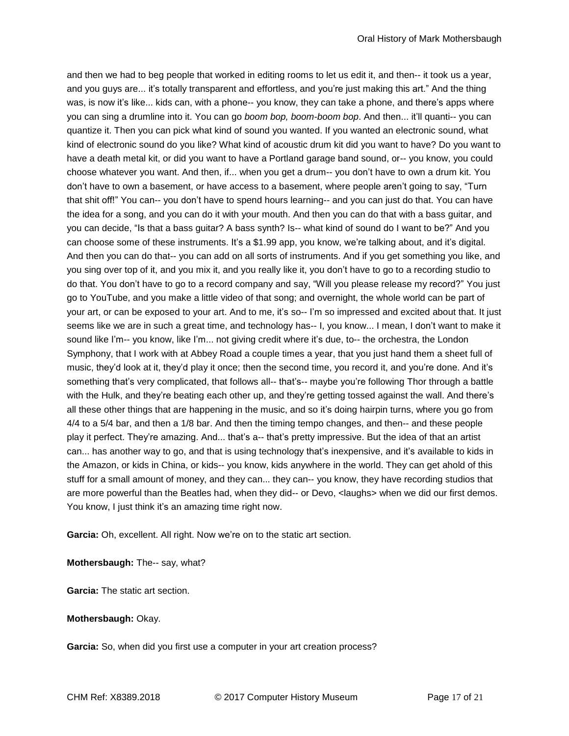and then we had to beg people that worked in editing rooms to let us edit it, and then-- it took us a year, and you guys are... it's totally transparent and effortless, and you're just making this art." And the thing was, is now it's like... kids can, with a phone-- you know, they can take a phone, and there's apps where you can sing a drumline into it. You can go *boom bop, boom-boom bop*. And then... it'll quanti-- you can quantize it. Then you can pick what kind of sound you wanted. If you wanted an electronic sound, what kind of electronic sound do you like? What kind of acoustic drum kit did you want to have? Do you want to have a death metal kit, or did you want to have a Portland garage band sound, or-- you know, you could choose whatever you want. And then, if... when you get a drum-- you don't have to own a drum kit. You don't have to own a basement, or have access to a basement, where people aren't going to say, "Turn that shit off!" You can-- you don't have to spend hours learning-- and you can just do that. You can have the idea for a song, and you can do it with your mouth. And then you can do that with a bass guitar, and you can decide, "Is that a bass guitar? A bass synth? Is-- what kind of sound do I want to be?" And you can choose some of these instruments. It's a $1.99 app, you know, we're talking about, and it's digital. And then you can do that-- you can add on all sorts of instruments. And if you get something you like, and you sing over top of it, and you mix it, and you really like it, you don't have to go to a recording studio to do that. You don't have to go to a record company and say, "Will you please release my record?" You just go to YouTube, and you make a little video of that song; and overnight, the whole world can be part of your art, or can be exposed to your art. And to me, it's so-- I'm so impressed and excited about that. It just seems like we are in such a great time, and technology has-- I, you know... I mean, I don't want to make it sound like I'm-- you know, like I'm... not giving credit where it's due, to-- the orchestra, the London Symphony, that I work with at Abbey Road a couple times a year, that you just hand them a sheet full of music, they'd look at it, they'd play it once; then the second time, you record it, and you're done. And it's something that's very complicated, that follows all-- that's-- maybe you're following Thor through a battle with the Hulk, and they're beating each other up, and they're getting tossed against the wall. And there's all these other things that are happening in the music, and so it's doing hairpin turns, where you go from 4/4 to a 5/4 bar, and then a 1/8 bar. And then the timing tempo changes, and then-- and these people play it perfect. They're amazing. And... that's a-- that's pretty impressive. But the idea of that an artist can... has another way to go, and that is using technology that's inexpensive, and it's available to kids in the Amazon, or kids in China, or kids-- you know, kids anywhere in the world. They can get ahold of this stuff for a small amount of money, and they can... they can-- you know, they have recording studios that are more powerful than the Beatles had, when they did-- or Devo, <laughs> when we did our first demos. You know, I just think it's an amazing time right now.

**Garcia:** Oh, excellent. All right. Now we're on to the static art section.

**Mothersbaugh:** The-- say, what?

**Garcia:** The static art section.

**Mothersbaugh:** Okay.

**Garcia:** So, when did you first use a computer in your art creation process?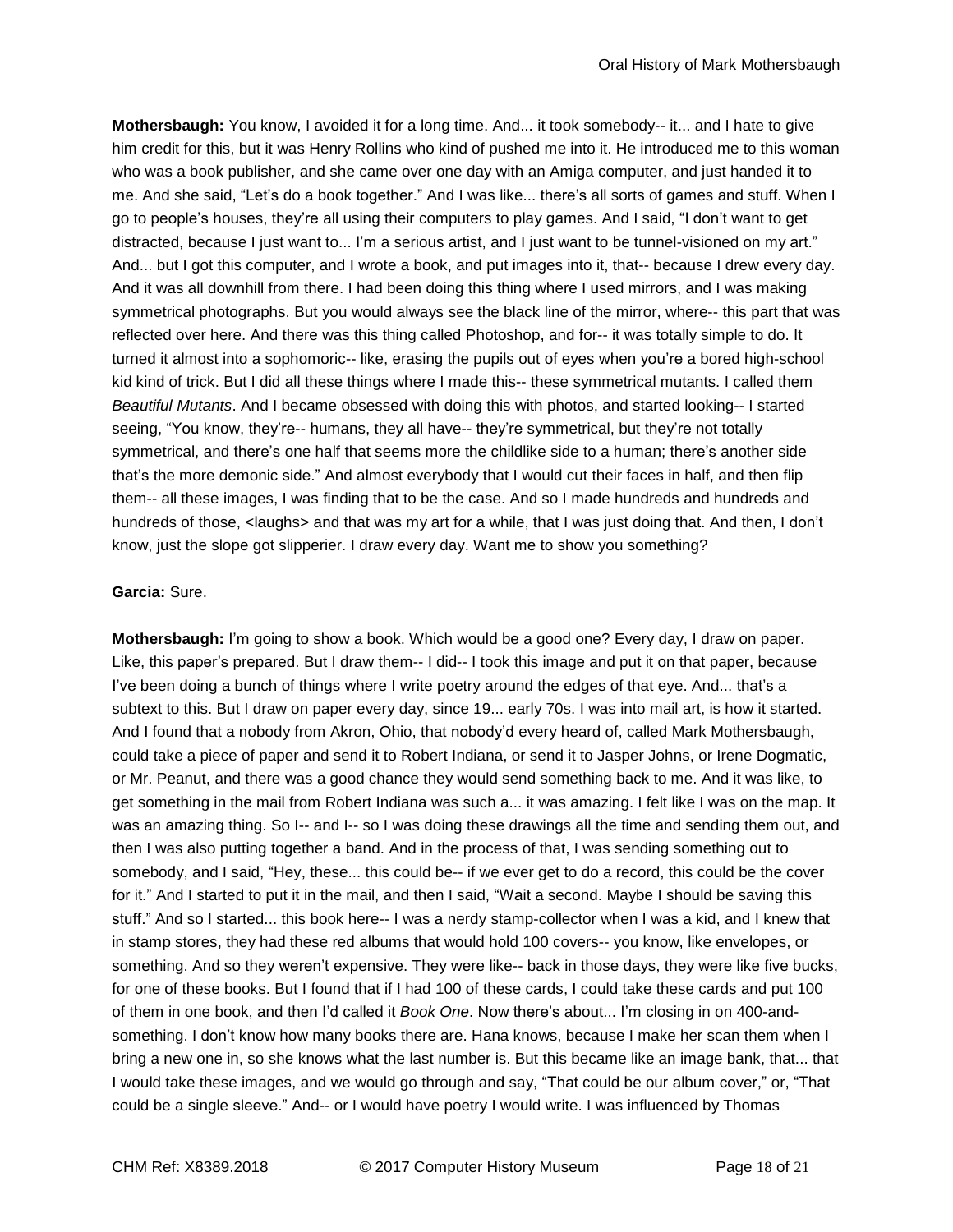**Mothersbaugh:** You know, I avoided it for a long time. And... it took somebody-- it... and I hate to give him credit for this, but it was Henry Rollins who kind of pushed me into it. He introduced me to this woman who was a book publisher, and she came over one day with an Amiga computer, and just handed it to me. And she said, "Let's do a book together." And I was like... there's all sorts of games and stuff. When I go to people's houses, they're all using their computers to play games. And I said, "I don't want to get distracted, because I just want to... I'm a serious artist, and I just want to be tunnel-visioned on my art." And... but I got this computer, and I wrote a book, and put images into it, that-- because I drew every day. And it was all downhill from there. I had been doing this thing where I used mirrors, and I was making symmetrical photographs. But you would always see the black line of the mirror, where-- this part that was reflected over here. And there was this thing called Photoshop, and for-- it was totally simple to do. It turned it almost into a sophomoric-- like, erasing the pupils out of eyes when you're a bored high-school kid kind of trick. But I did all these things where I made this-- these symmetrical mutants. I called them *Beautiful Mutants*. And I became obsessed with doing this with photos, and started looking-- I started seeing, "You know, they're-- humans, they all have-- they're symmetrical, but they're not totally symmetrical, and there's one half that seems more the childlike side to a human; there's another side that's the more demonic side." And almost everybody that I would cut their faces in half, and then flip them-- all these images, I was finding that to be the case. And so I made hundreds and hundreds and hundreds of those, <laughs> and that was my art for a while, that I was just doing that. And then, I don't know, just the slope got slipperier. I draw every day. Want me to show you something?

**Garcia:** Sure.

**Mothersbaugh:** I'm going to show a book. Which would be a good one? Every day, I draw on paper. Like, this paper's prepared. But I draw them-- I did-- I took this image and put it on that paper, because I've been doing a bunch of things where I write poetry around the edges of that eye. And... that's a subtext to this. But I draw on paper every day, since 19... early 70s. I was into mail art, is how it started. And I found that a nobody from Akron, Ohio, that nobody'd every heard of, called Mark Mothersbaugh, could take a piece of paper and send it to Robert Indiana, or send it to Jasper Johns, or Irene Dogmatic, or Mr. Peanut, and there was a good chance they would send something back to me. And it was like, to get something in the mail from Robert Indiana was such a... it was amazing. I felt like I was on the map. It was an amazing thing. So I-- and I-- so I was doing these drawings all the time and sending them out, and then I was also putting together a band. And in the process of that, I was sending something out to somebody, and I said, "Hey, these... this could be-- if we ever get to do a record, this could be the cover for it." And I started to put it in the mail, and then I said, "Wait a second. Maybe I should be saving this stuff." And so I started... this book here-- I was a nerdy stamp-collector when I was a kid, and I knew that in stamp stores, they had these red albums that would hold 100 covers-- you know, like envelopes, or something. And so they weren't expensive. They were like-- back in those days, they were like five bucks, for one of these books. But I found that if I had 100 of these cards, I could take these cards and put 100 of them in one book, and then I'd called it *Book One*. Now there's about... I'm closing in on 400-and-something. I don't know how many books there are. Hana knows, because I make her scan them when I bring a new one in, so she knows what the last number is. But this became like an image bank, that... that I would take these images, and we would go through and say, "That could be our album cover," or, "That could be a single sleeve." And-- or I would have poetry I would write. I was influenced by Thomas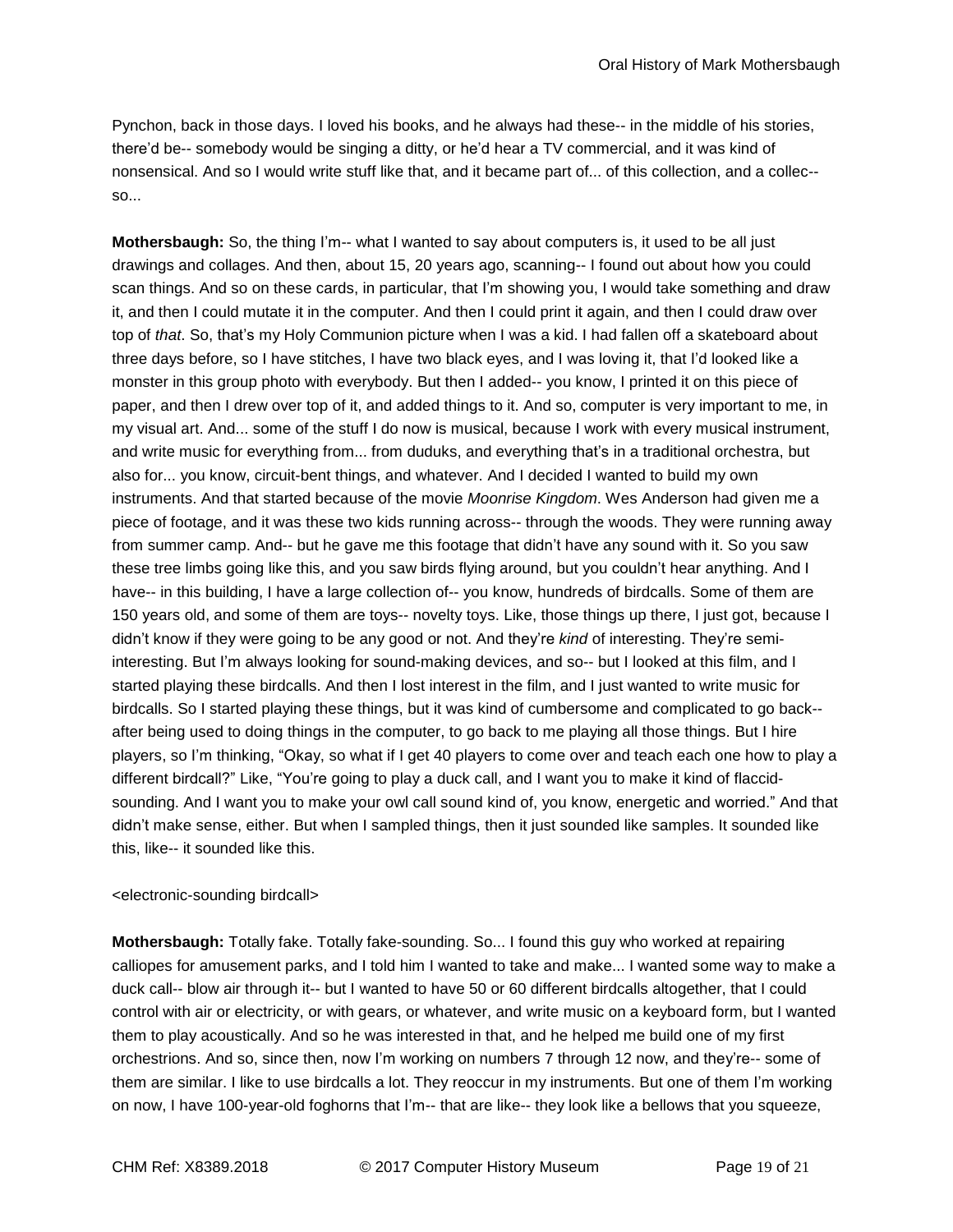Pynchon, back in those days. I loved his books, and he always had these-- in the middle of his stories, there'd be-- somebody would be singing a ditty, or he'd hear a TV commercial, and it was kind of nonsensical. And so I would write stuff like that, and it became part of... of this collection, and a collec-- so...

**Mothersbaugh:** So, the thing I'm-- what I wanted to say about computers is, it used to be all just drawings and collages. And then, about 15, 20 years ago, scanning-- I found out about how you could scan things. And so on these cards, in particular, that I'm showing you, I would take something and draw it, and then I could mutate it in the computer. And then I could print it again, and then I could draw over top of *that*. So, that's my Holy Communion picture when I was a kid. I had fallen off a skateboard about three days before, so I have stitches, I have two black eyes, and I was loving it, that I'd looked like a monster in this group photo with everybody. But then I added-- you know, I printed it on this piece of paper, and then I drew over top of it, and added things to it. And so, computer is very important to me, in my visual art. And... some of the stuff I do now is musical, because I work with every musical instrument, and write music for everything from... from duduks, and everything that's in a traditional orchestra, but also for... you know, circuit-bent things, and whatever. And I decided I wanted to build my own instruments. And that started because of the movie *Moonrise Kingdom*. Wes Anderson had given me a piece of footage, and it was these two kids running across-- through the woods. They were running away from summer camp. And-- but he gave me this footage that didn't have any sound with it. So you saw these tree limbs going like this, and you saw birds flying around, but you couldn't hear anything. And I have-- in this building, I have a large collection of-- you know, hundreds of birdcalls. Some of them are 150 years old, and some of them are toys-- novelty toys. Like, those things up there, I just got, because I didn't know if they were going to be any good or not. And they're *kind* of interesting. They're semi-interesting. But I'm always looking for sound-making devices, and so-- but I looked at this film, and I started playing these birdcalls. And then I lost interest in the film, and I just wanted to write music for birdcalls. So I started playing these things, but it was kind of cumbersome and complicated to go back-- after being used to doing things in the computer, to go back to me playing all those things. But I hire players, so I'm thinking, "Okay, so what if I get 40 players to come over and teach each one how to play a different birdcall?" Like, "You're going to play a duck call, and I want you to make it kind of flaccid-sounding. And I want you to make your owl call sound kind of, you know, energetic and worried." And that didn't make sense, either. But when I sampled things, then it just sounded like samples. It sounded like this, like-- it sounded like this.

<electronic-sounding birdcall>

**Mothersbaugh:** Totally fake. Totally fake-sounding. So... I found this guy who worked at repairing calliopes for amusement parks, and I told him I wanted to take and make... I wanted some way to make a duck call-- blow air through it-- but I wanted to have 50 or 60 different birdcalls altogether, that I could control with air or electricity, or with gears, or whatever, and write music on a keyboard form, but I wanted them to play acoustically. And so he was interested in that, and he helped me build one of my first orchestrions. And so, since then, now I'm working on numbers 7 through 12 now, and they're-- some of them are similar. I like to use birdcalls a lot. They reoccur in my instruments. But one of them I'm working on now, I have 100-year-old foghorns that I'm-- that are like-- they look like a bellows that you squeeze,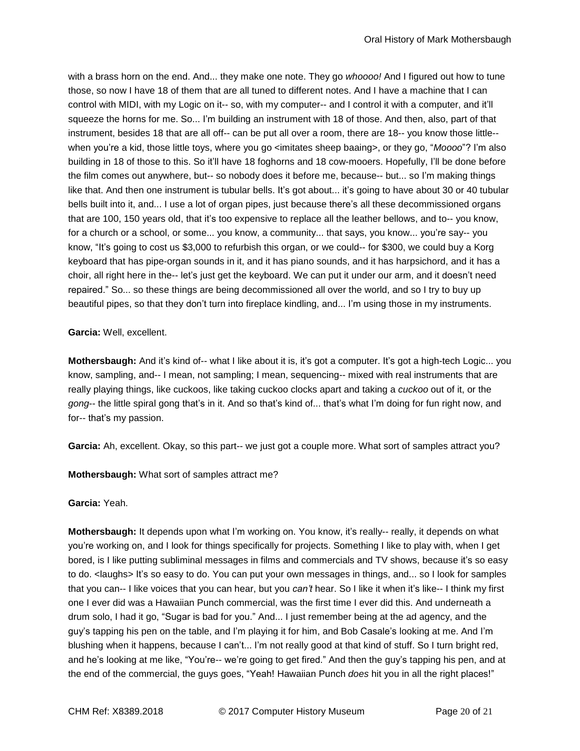with a brass horn on the end. And... they make one note. They go *whoooo!* And I figured out how to tune those, so now I have 18 of them that are all tuned to different notes. And I have a machine that I can control with MIDI, with my Logic on it-- so, with my computer-- and I control it with a computer, and it'll squeeze the horns for me. So... I'm building an instrument with 18 of those. And then, also, part of that instrument, besides 18 that are all off-- can be put all over a room, there are 18-- you know those little-- when you're a kid, those little toys, where you go <imitates sheep baaing>, or they go, "*Moooo*"? I'm also building in 18 of those to this. So it'll have 18 foghorns and 18 cow-mooers. Hopefully, I'll be done before the film comes out anywhere, but-- so nobody does it before me, because-- but... so I'm making things like that. And then one instrument is tubular bells. It's got about... it's going to have about 30 or 40 tubular bells built into it, and... I use a lot of organ pipes, just because there's all these decommissioned organs that are 100, 150 years old, that it's too expensive to replace all the leather bellows, and to-- you know, for a church or a school, or some... you know, a community... that says, you know... you're say-- you know, "It's going to cost us $3,000 to refurbish this organ, or we could-- for $300, we could buy a Korg keyboard that has pipe-organ sounds in it, and it has piano sounds, and it has harpsichord, and it has a choir, all right here in the-- let's just get the keyboard. We can put it under our arm, and it doesn't need repaired." So... so these things are being decommissioned all over the world, and so I try to buy up beautiful pipes, so that they don't turn into fireplace kindling, and... I'm using those in my instruments.

**Garcia:** Well, excellent.

**Mothersbaugh:** And it's kind of-- what I like about it is, it's got a computer. It's got a high-tech Logic... you know, sampling, and-- I mean, not sampling; I mean, sequencing-- mixed with real instruments that are really playing things, like cuckoos, like taking cuckoo clocks apart and taking a *cuckoo* out of it, or the *gong*-- the little spiral gong that's in it. And so that's kind of... that's what I'm doing for fun right now, and for-- that's my passion.

**Garcia:** Ah, excellent. Okay, so this part-- we just got a couple more. What sort of samples attract you?

**Mothersbaugh:** What sort of samples attract me?

**Garcia:** Yeah.

**Mothersbaugh:** It depends upon what I'm working on. You know, it's really-- really, it depends on what you're working on, and I look for things specifically for projects. Something I like to play with, when I get bored, is I like putting subliminal messages in films and commercials and TV shows, because it's so easy to do. <laughs> It's so easy to do. You can put your own messages in things, and... so I look for samples that you can-- I like voices that you can hear, but you *can't* hear. So I like it when it's like-- I think my first one I ever did was a Hawaiian Punch commercial, was the first time I ever did this. And underneath a drum solo, I had it go, "Sugar is bad for you." And... I just remember being at the ad agency, and the guy's tapping his pen on the table, and I'm playing it for him, and Bob Casale's looking at me. And I'm blushing when it happens, because I can't... I'm not really good at that kind of stuff. So I turn bright red, and he's looking at me like, "You're-- we're going to get fired." And then the guy's tapping his pen, and at the end of the commercial, the guys goes, "Yeah! Hawaiian Punch *does* hit you in all the right places!"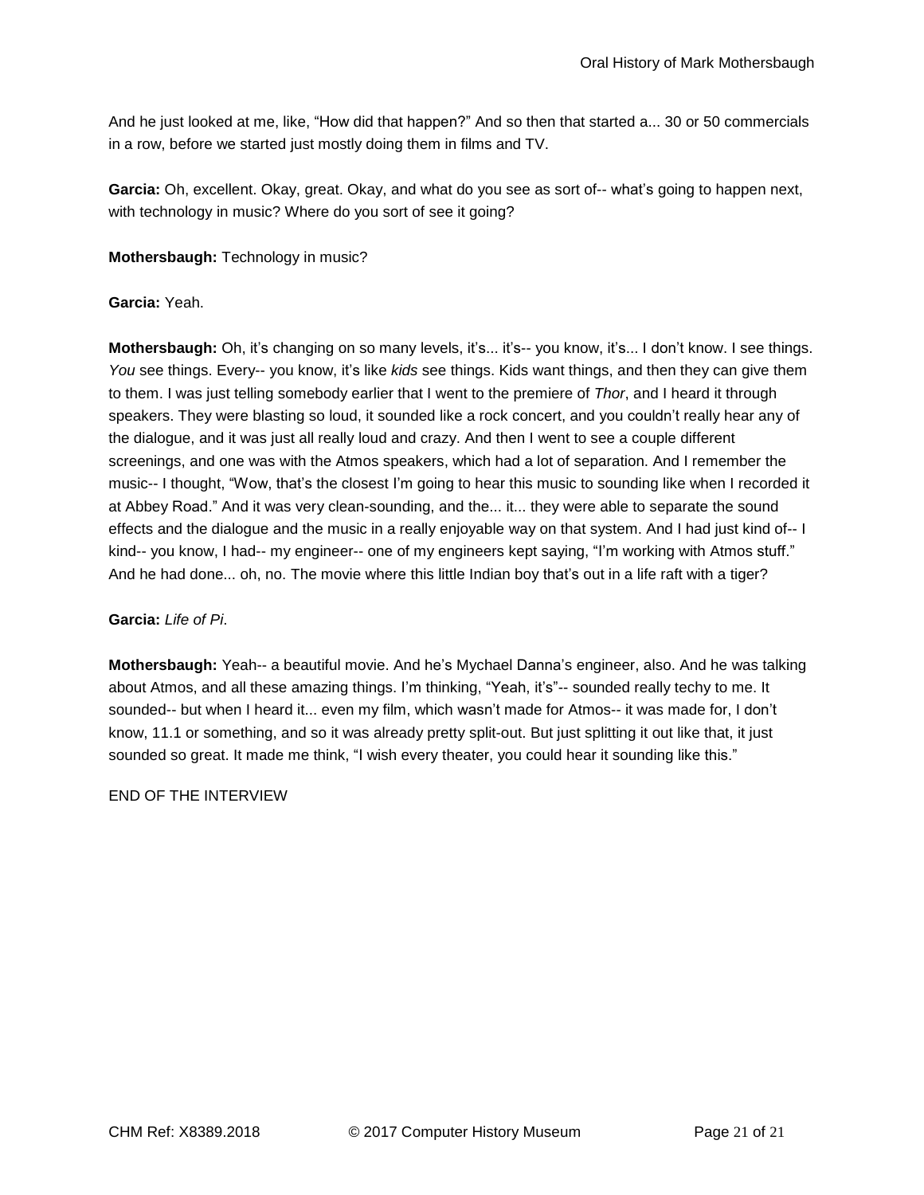And he just looked at me, like, "How did that happen?" And so then that started a... 30 or 50 commercials in a row, before we started just mostly doing them in films and TV.

**Garcia:** Oh, excellent. Okay, great. Okay, and what do you see as sort of-- what's going to happen next, with technology in music? Where do you sort of see it going?

**Mothersbaugh:** Technology in music?

**Garcia:** Yeah.

**Mothersbaugh:** Oh, it's changing on so many levels, it's... it's-- you know, it's... I don't know. I see things. *You* see things. Every-- you know, it's like *kids* see things. Kids want things, and then they can give them to them. I was just telling somebody earlier that I went to the premiere of *Thor*, and I heard it through speakers. They were blasting so loud, it sounded like a rock concert, and you couldn't really hear any of the dialogue, and it was just all really loud and crazy. And then I went to see a couple different screenings, and one was with the Atmos speakers, which had a lot of separation. And I remember the music-- I thought, "Wow, that's the closest I'm going to hear this music to sounding like when I recorded it at Abbey Road." And it was very clean-sounding, and the... it... they were able to separate the sound effects and the dialogue and the music in a really enjoyable way on that system. And I had just kind of-- I kind-- you know, I had-- my engineer-- one of my engineers kept saying, "I'm working with Atmos stuff." And he had done... oh, no. The movie where this little Indian boy that's out in a life raft with a tiger?

**Garcia:** *Life of Pi*.

**Mothersbaugh:** Yeah-- a beautiful movie. And he's Mychael Danna's engineer, also. And he was talking about Atmos, and all these amazing things. I'm thinking, "Yeah, it's"-- sounded really techy to me. It sounded-- but when I heard it... even my film, which wasn't made for Atmos-- it was made for, I don't know, 11.1 or something, and so it was already pretty split-out. But just splitting it out like that, it just sounded so great. It made me think, "I wish every theater, you could hear it sounding like this."

END OF THE INTERVIEW